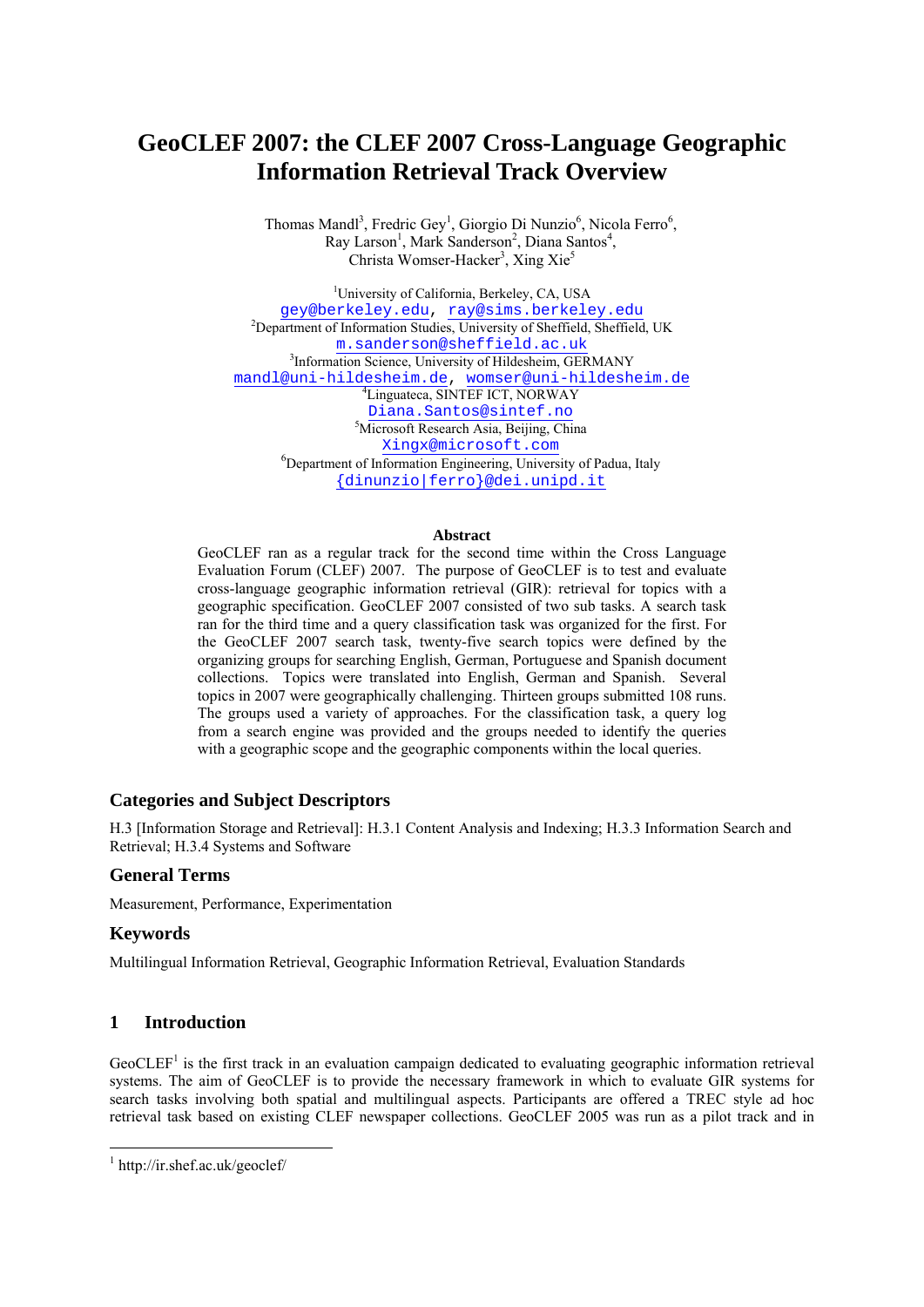# GeoCLEF 2007: the CLEF 2007 Cross-Language Geographic Information Retrieval Track Overview

Thomas Mandl[3], Fredric Gey[1], Giorgio Di Nunzio[6], Nicola Ferro[6], Ray Larson[1], Mark Sanderson[2], Diana Santos[4], Christa Womser-Hacker[3], Xing Xie[5]

[1]University of California, Berkeley, CA, USA
gey@berkeley.edu, ray@sims.berkeley.edu
[2]Department of Information Studies, University of Sheffield, Sheffield, UK
m.sanderson@sheffield.ac.uk
[3]Information Science, University of Hildesheim, GERMANY
mandl@uni-hildesheim.de, womser@uni-hildesheim.de
[4]Linguateca, SINTEF ICT, NORWAY
Diana.Santos@sintef.no
[5]Microsoft Research Asia, Beijing, China
Xingx@microsoft.com
[6]Department of Information Engineering, University of Padua, Italy
{dinunzio|ferro}@dei.unipd.it

**Abstract**

GeoCLEF ran as a regular track for the second time within the Cross Language Evaluation Forum (CLEF) 2007. The purpose of GeoCLEF is to test and evaluate cross-language geographic information retrieval (GIR): retrieval for topics with a geographic specification. GeoCLEF 2007 consisted of two sub tasks. A search task ran for the third time and a query classification task was organized for the first. For the GeoCLEF 2007 search task, twenty-five search topics were defined by the organizing groups for searching English, German, Portuguese and Spanish document collections. Topics were translated into English, German and Spanish. Several topics in 2007 were geographically challenging. Thirteen groups submitted 108 runs. The groups used a variety of approaches. For the classification task, a query log from a search engine was provided and the groups needed to identify the queries with a geographic scope and the geographic components within the local queries.

## Categories and Subject Descriptors

H.3 [Information Storage and Retrieval]: H.3.1 Content Analysis and Indexing; H.3.3 Information Search and Retrieval; H.3.4 Systems and Software

## General Terms

Measurement, Performance, Experimentation

## Keywords

Multilingual Information Retrieval, Geographic Information Retrieval, Evaluation Standards

## 1 Introduction

GeoCLEF[1] is the first track in an evaluation campaign dedicated to evaluating geographic information retrieval systems. The aim of GeoCLEF is to provide the necessary framework in which to evaluate GIR systems for search tasks involving both spatial and multilingual aspects. Participants are offered a TREC style ad hoc retrieval task based on existing CLEF newspaper collections. GeoCLEF 2005 was run as a pilot track and in

[1] http://ir.shef.ac.uk/geoclef/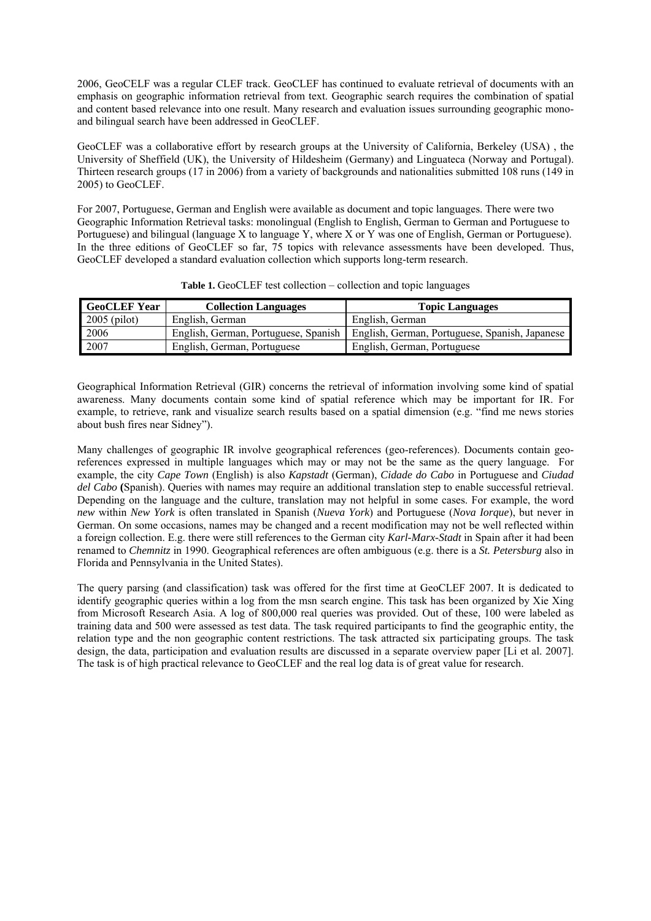2006, GeoCELF was a regular CLEF track. GeoCLEF has continued to evaluate retrieval of documents with an emphasis on geographic information retrieval from text. Geographic search requires the combination of spatial and content based relevance into one result. Many research and evaluation issues surrounding geographic mono- and bilingual search have been addressed in GeoCLEF.

GeoCLEF was a collaborative effort by research groups at the University of California, Berkeley (USA) , the University of Sheffield (UK), the University of Hildesheim (Germany) and Linguateca (Norway and Portugal). Thirteen research groups (17 in 2006) from a variety of backgrounds and nationalities submitted 108 runs (149 in 2005) to GeoCLEF.

For 2007, Portuguese, German and English were available as document and topic languages. There were two Geographic Information Retrieval tasks: monolingual (English to English, German to German and Portuguese to Portuguese) and bilingual (language X to language Y, where X or Y was one of English, German or Portuguese). In the three editions of GeoCLEF so far, 75 topics with relevance assessments have been developed. Thus, GeoCLEF developed a standard evaluation collection which supports long-term research.

**Table 1.** GeoCLEF test collection – collection and topic languages

| GeoCLEF Year | Collection Languages | Topic Languages |
|---|---|---|
| 2005 (pilot) | English, German | English, German |
| 2006 | English, German, Portuguese, Spanish | English, German, Portuguese, Spanish, Japanese |
| 2007 | English, German, Portuguese | English, German, Portuguese |

Geographical Information Retrieval (GIR) concerns the retrieval of information involving some kind of spatial awareness. Many documents contain some kind of spatial reference which may be important for IR. For example, to retrieve, rank and visualize search results based on a spatial dimension (e.g. "find me news stories about bush fires near Sidney").

Many challenges of geographic IR involve geographical references (geo-references). Documents contain geo-references expressed in multiple languages which may or may not be the same as the query language. For example, the city *Cape Town* (English) is also *Kapstadt* (German), *Cidade do Cabo* in Portuguese and *Ciudad del Cabo* **(**Spanish). Queries with names may require an additional translation step to enable successful retrieval. Depending on the language and the culture, translation may not helpful in some cases. For example, the word *new* within *New York* is often translated in Spanish (*Nueva York*) and Portuguese (*Nova Iorque*), but never in German. On some occasions, names may be changed and a recent modification may not be well reflected within a foreign collection. E.g. there were still references to the German city *Karl-Marx-Stadt* in Spain after it had been renamed to *Chemnitz* in 1990. Geographical references are often ambiguous (e.g. there is a *St. Petersburg* also in Florida and Pennsylvania in the United States).

The query parsing (and classification) task was offered for the first time at GeoCLEF 2007. It is dedicated to identify geographic queries within a log from the msn search engine. This task has been organized by Xie Xing from Microsoft Research Asia. A log of 800,000 real queries was provided. Out of these, 100 were labeled as training data and 500 were assessed as test data. The task required participants to find the geographic entity, the relation type and the non geographic content restrictions. The task attracted six participating groups. The task design, the data, participation and evaluation results are discussed in a separate overview paper [Li et al. 2007]. The task is of high practical relevance to GeoCLEF and the real log data is of great value for research.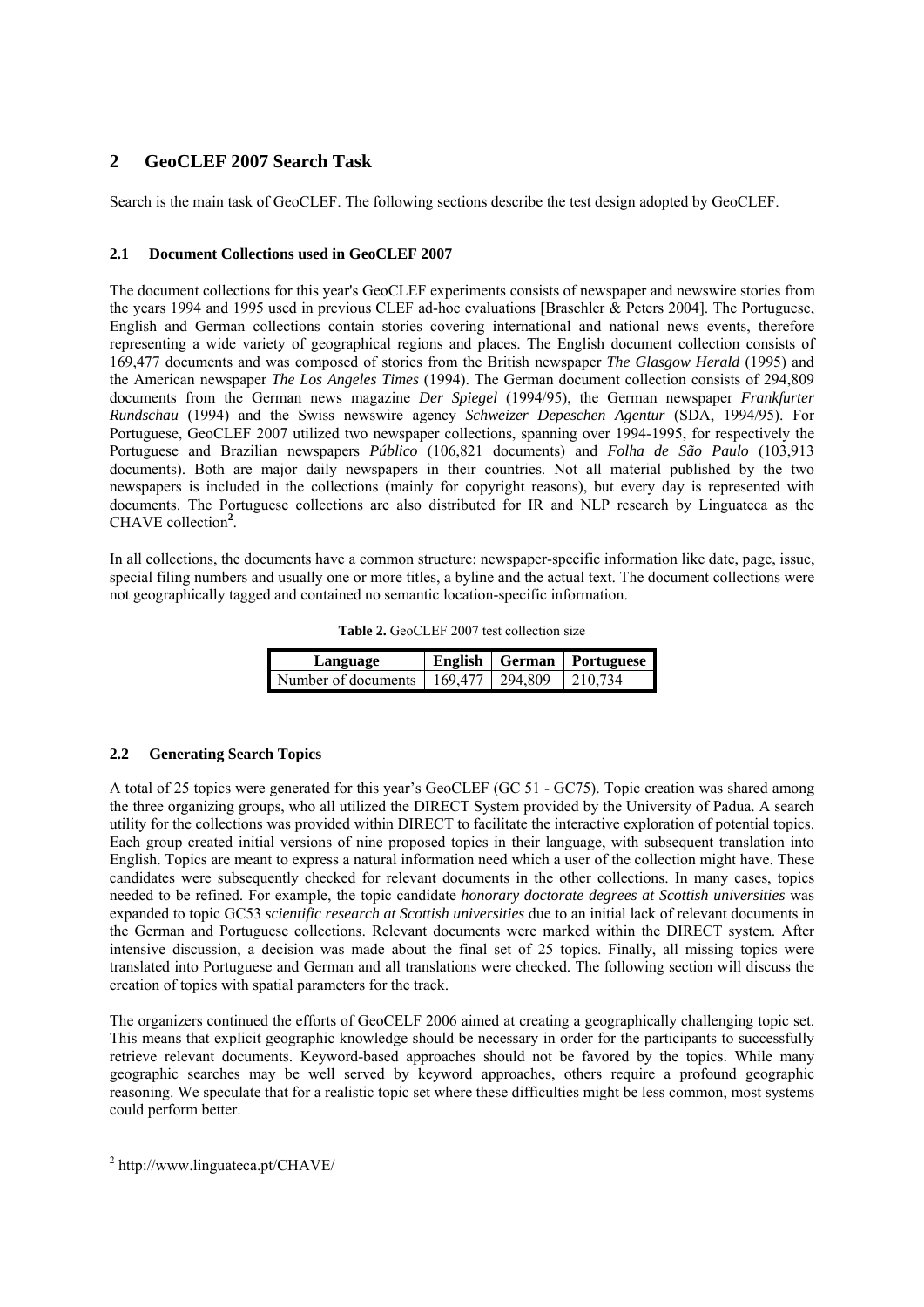## 2 GeoCLEF 2007 Search Task

Search is the main task of GeoCLEF. The following sections describe the test design adopted by GeoCLEF.

### 2.1 Document Collections used in GeoCLEF 2007

The document collections for this year's GeoCLEF experiments consists of newspaper and newswire stories from the years 1994 and 1995 used in previous CLEF ad-hoc evaluations [Braschler & Peters 2004]. The Portuguese, English and German collections contain stories covering international and national news events, therefore representing a wide variety of geographical regions and places. The English document collection consists of 169,477 documents and was composed of stories from the British newspaper *The Glasgow Herald* (1995) and the American newspaper *The Los Angeles Times* (1994). The German document collection consists of 294,809 documents from the German news magazine *Der Spiegel* (1994/95), the German newspaper *Frankfurter Rundschau* (1994) and the Swiss newswire agency *Schweizer Depeschen Agentur* (SDA, 1994/95). For Portuguese, GeoCLEF 2007 utilized two newspaper collections, spanning over 1994-1995, for respectively the Portuguese and Brazilian newspapers *Público* (106,821 documents) and *Folha de São Paulo* (103,913 documents). Both are major daily newspapers in their countries. Not all material published by the two newspapers is included in the collections (mainly for copyright reasons), but every day is represented with documents. The Portuguese collections are also distributed for IR and NLP research by Linguateca as the CHAVE collection[2].

In all collections, the documents have a common structure: newspaper-specific information like date, page, issue, special filing numbers and usually one or more titles, a byline and the actual text. The document collections were not geographically tagged and contained no semantic location-specific information.

**Table 2.** GeoCLEF 2007 test collection size

| Language | English | German | Portuguese |
| --- | --- | --- | --- |
| Number of documents | 169,477 | 294,809 | 210,734 |

### 2.2 Generating Search Topics

A total of 25 topics were generated for this year's GeoCLEF (GC 51 - GC75). Topic creation was shared among the three organizing groups, who all utilized the DIRECT System provided by the University of Padua. A search utility for the collections was provided within DIRECT to facilitate the interactive exploration of potential topics. Each group created initial versions of nine proposed topics in their language, with subsequent translation into English. Topics are meant to express a natural information need which a user of the collection might have. These candidates were subsequently checked for relevant documents in the other collections. In many cases, topics needed to be refined. For example, the topic candidate *honorary doctorate degrees at Scottish universities* was expanded to topic GC53 *scientific research at Scottish universities* due to an initial lack of relevant documents in the German and Portuguese collections. Relevant documents were marked within the DIRECT system. After intensive discussion, a decision was made about the final set of 25 topics. Finally, all missing topics were translated into Portuguese and German and all translations were checked. The following section will discuss the creation of topics with spatial parameters for the track.

The organizers continued the efforts of GeoCELF 2006 aimed at creating a geographically challenging topic set. This means that explicit geographic knowledge should be necessary in order for the participants to successfully retrieve relevant documents. Keyword-based approaches should not be favored by the topics. While many geographic searches may be well served by keyword approaches, others require a profound geographic reasoning. We speculate that for a realistic topic set where these difficulties might be less common, most systems could perform better.

[2] http://www.linguateca.pt/CHAVE/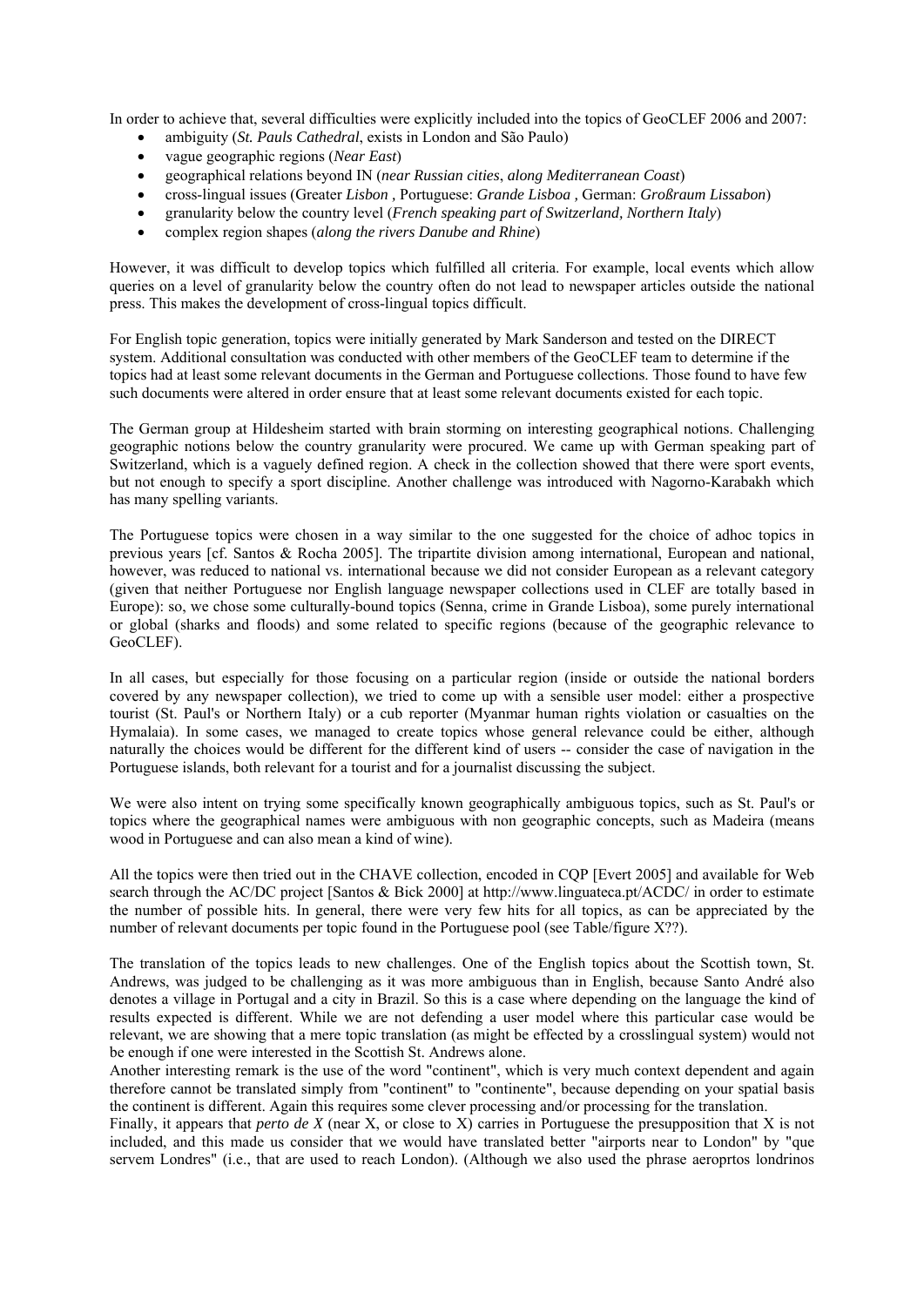In order to achieve that, several difficulties were explicitly included into the topics of GeoCLEF 2006 and 2007:

- ambiguity (*St. Pauls Cathedral*, exists in London and São Paulo)
- vague geographic regions (*Near East*)
- geographical relations beyond IN (*near Russian cities*, *along Mediterranean Coast*)
- cross-lingual issues (Greater *Lisbon* , Portuguese: *Grande Lisboa* , German: *Großraum Lissabon*)
- granularity below the country level (*French speaking part of Switzerland, Northern Italy*)
- complex region shapes (*along the rivers Danube and Rhine*)

However, it was difficult to develop topics which fulfilled all criteria. For example, local events which allow queries on a level of granularity below the country often do not lead to newspaper articles outside the national press. This makes the development of cross-lingual topics difficult.

For English topic generation, topics were initially generated by Mark Sanderson and tested on the DIRECT system. Additional consultation was conducted with other members of the GeoCLEF team to determine if the topics had at least some relevant documents in the German and Portuguese collections. Those found to have few such documents were altered in order ensure that at least some relevant documents existed for each topic.

The German group at Hildesheim started with brain storming on interesting geographical notions. Challenging geographic notions below the country granularity were procured. We came up with German speaking part of Switzerland, which is a vaguely defined region. A check in the collection showed that there were sport events, but not enough to specify a sport discipline. Another challenge was introduced with Nagorno-Karabakh which has many spelling variants.

The Portuguese topics were chosen in a way similar to the one suggested for the choice of adhoc topics in previous years [cf. Santos & Rocha 2005]. The tripartite division among international, European and national, however, was reduced to national vs. international because we did not consider European as a relevant category (given that neither Portuguese nor English language newspaper collections used in CLEF are totally based in Europe): so, we chose some culturally-bound topics (Senna, crime in Grande Lisboa), some purely international or global (sharks and floods) and some related to specific regions (because of the geographic relevance to GeoCLEF).

In all cases, but especially for those focusing on a particular region (inside or outside the national borders covered by any newspaper collection), we tried to come up with a sensible user model: either a prospective tourist (St. Paul's or Northern Italy) or a cub reporter (Myanmar human rights violation or casualties on the Hymalaia). In some cases, we managed to create topics whose general relevance could be either, although naturally the choices would be different for the different kind of users -- consider the case of navigation in the Portuguese islands, both relevant for a tourist and for a journalist discussing the subject.

We were also intent on trying some specifically known geographically ambiguous topics, such as St. Paul's or topics where the geographical names were ambiguous with non geographic concepts, such as Madeira (means wood in Portuguese and can also mean a kind of wine).

All the topics were then tried out in the CHAVE collection, encoded in CQP [Evert 2005] and available for Web search through the AC/DC project [Santos & Bick 2000] at http://www.linguateca.pt/ACDC/ in order to estimate the number of possible hits. In general, there were very few hits for all topics, as can be appreciated by the number of relevant documents per topic found in the Portuguese pool (see Table/figure X??).

The translation of the topics leads to new challenges. One of the English topics about the Scottish town, St. Andrews, was judged to be challenging as it was more ambiguous than in English, because Santo André also denotes a village in Portugal and a city in Brazil. So this is a case where depending on the language the kind of results expected is different. While we are not defending a user model where this particular case would be relevant, we are showing that a mere topic translation (as might be effected by a crosslingual system) would not be enough if one were interested in the Scottish St. Andrews alone.
Another interesting remark is the use of the word "continent", which is very much context dependent and again therefore cannot be translated simply from "continent" to "continente", because depending on your spatial basis the continent is different. Again this requires some clever processing and/or processing for the translation.
Finally, it appears that *perto de X* (near X, or close to X) carries in Portuguese the presupposition that X is not included, and this made us consider that we would have translated better "airports near to London" by "que servem Londres" (i.e., that are used to reach London). (Although we also used the phrase aeroprtos londrinos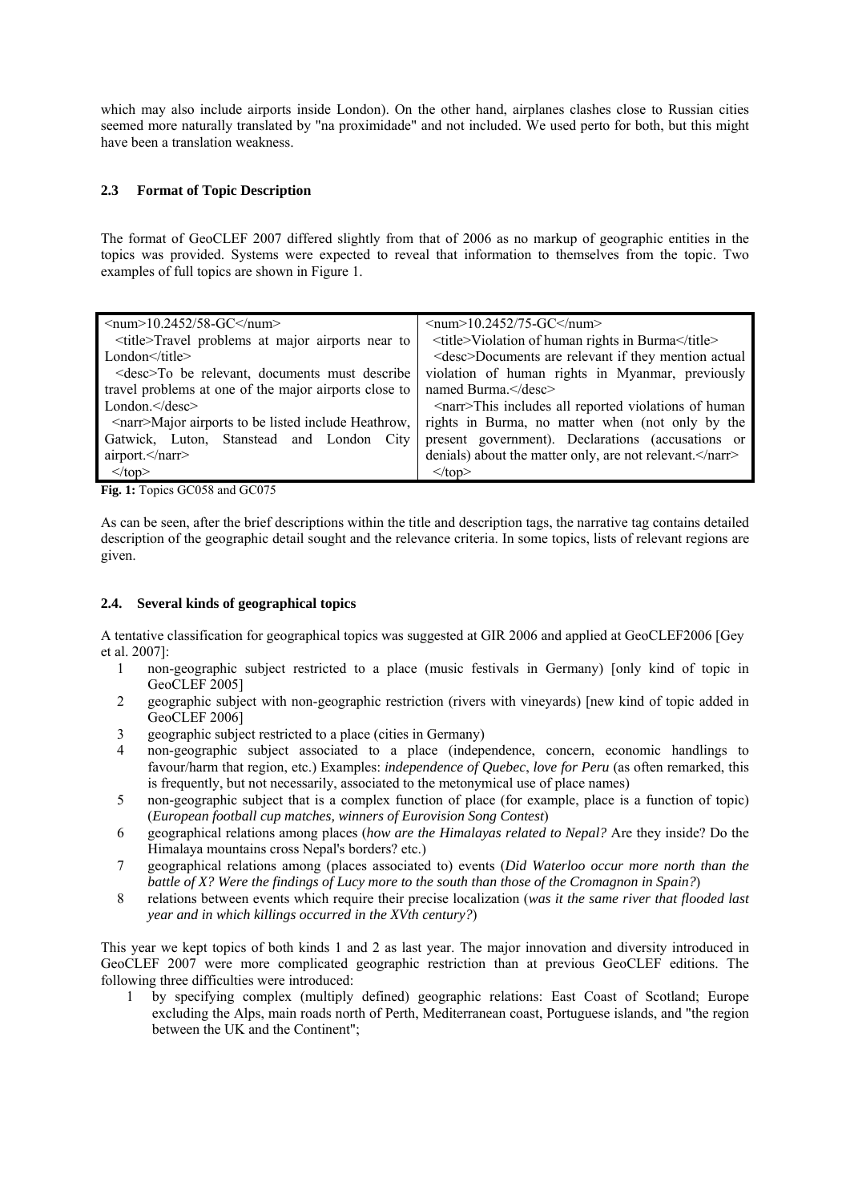which may also include airports inside London). On the other hand, airplanes clashes close to Russian cities seemed more naturally translated by "na proximidade" and not included. We used perto for both, but this might have been a translation weakness.

### 2.3 Format of Topic Description

The format of GeoCLEF 2007 differed slightly from that of 2006 as no markup of geographic entities in the topics was provided. Systems were expected to reveal that information to themselves from the topic. Two examples of full topics are shown in Figure 1.

| | |
|---|---|
| <num>10.2452/58-GC</num><br><title>Travel problems at major airports near to London</title><br><desc>To be relevant, documents must describe travel problems at one of the major airports close to London.</desc><br><narr>Major airports to be listed include Heathrow, Gatwick, Luton, Stanstead and London City airport.</narr><br></top> | <num>10.2452/75-GC</num><br><title>Violation of human rights in Burma</title><br><desc>Documents are relevant if they mention actual violation of human rights in Myanmar, previously named Burma.</desc><br><narr>This includes all reported violations of human rights in Burma, no matter when (not only by the present government). Declarations (accusations or denials) about the matter only, are not relevant.</narr><br></top> |

**Fig. 1:** Topics GC058 and GC075

As can be seen, after the brief descriptions within the title and description tags, the narrative tag contains detailed description of the geographic detail sought and the relevance criteria. In some topics, lists of relevant regions are given.

### 2.4. Several kinds of geographical topics

A tentative classification for geographical topics was suggested at GIR 2006 and applied at GeoCLEF2006 [Gey et al. 2007]:

1. non-geographic subject restricted to a place (music festivals in Germany) [only kind of topic in GeoCLEF 2005]
2. geographic subject with non-geographic restriction (rivers with vineyards) [new kind of topic added in GeoCLEF 2006]
3. geographic subject restricted to a place (cities in Germany)
4. non-geographic subject associated to a place (independence, concern, economic handlings to favour/harm that region, etc.) Examples: *independence of Quebec*, *love for Peru* (as often remarked, this is frequently, but not necessarily, associated to the metonymical use of place names)
5. non-geographic subject that is a complex function of place (for example, place is a function of topic) (*European football cup matches, winners of Eurovision Song Contest*)
6. geographical relations among places (*how are the Himalayas related to Nepal?* Are they inside? Do the Himalaya mountains cross Nepal's borders? etc.)
7. geographical relations among (places associated to) events (*Did Waterloo occur more north than the battle of X? Were the findings of Lucy more to the south than those of the Cromagnon in Spain?*)
8. relations between events which require their precise localization (*was it the same river that flooded last year and in which killings occurred in the XVth century?*)

This year we kept topics of both kinds 1 and 2 as last year. The major innovation and diversity introduced in GeoCLEF 2007 were more complicated geographic restriction than at previous GeoCLEF editions. The following three difficulties were introduced:

1. by specifying complex (multiply defined) geographic relations: East Coast of Scotland; Europe excluding the Alps, main roads north of Perth, Mediterranean coast, Portuguese islands, and "the region between the UK and the Continent";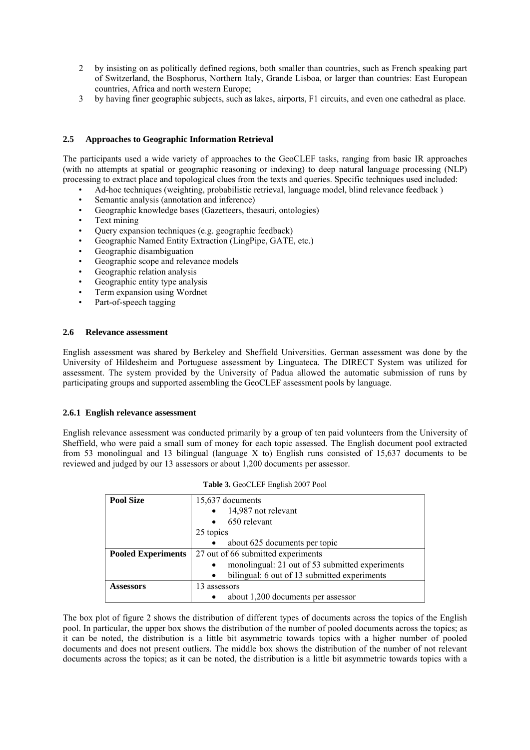2. by insisting on as politically defined regions, both smaller than countries, such as French speaking part of Switzerland, the Bosphorus, Northern Italy, Grande Lisboa, or larger than countries: East European countries, Africa and north western Europe;
3. by having finer geographic subjects, such as lakes, airports, F1 circuits, and even one cathedral as place.

### 2.5 Approaches to Geographic Information Retrieval

The participants used a wide variety of approaches to the GeoCLEF tasks, ranging from basic IR approaches (with no attempts at spatial or geographic reasoning or indexing) to deep natural language processing (NLP) processing to extract place and topological clues from the texts and queries. Specific techniques used included:

- Ad-hoc techniques (weighting, probabilistic retrieval, language model, blind relevance feedback )
- Semantic analysis (annotation and inference)
- Geographic knowledge bases (Gazetteers, thesauri, ontologies)
- Text mining
- Query expansion techniques (e.g. geographic feedback)
- Geographic Named Entity Extraction (LingPipe, GATE, etc.)
- Geographic disambiguation
- Geographic scope and relevance models
- Geographic relation analysis
- Geographic entity type analysis
- Term expansion using Wordnet
- Part-of-speech tagging

### 2.6 Relevance assessment

English assessment was shared by Berkeley and Sheffield Universities. German assessment was done by the University of Hildesheim and Portuguese assessment by Linguateca. The DIRECT System was utilized for assessment. The system provided by the University of Padua allowed the automatic submission of runs by participating groups and supported assembling the GeoCLEF assessment pools by language.

#### 2.6.1 English relevance assessment

English relevance assessment was conducted primarily by a group of ten paid volunteers from the University of Sheffield, who were paid a small sum of money for each topic assessed. The English document pool extracted from 53 monolingual and 13 bilingual (language X to) English runs consisted of 15,637 documents to be reviewed and judged by our 13 assessors or about 1,200 documents per assessor.

**Table 3.** GeoCLEF English 2007 Pool

| | |
|---|---|
| **Pool Size** | 15,637 documents<br>• 14,987 not relevant<br>• 650 relevant<br>25 topics<br>• about 625 documents per topic |
| **Pooled Experiments** | 27 out of 66 submitted experiments<br>• monolingual: 21 out of 53 submitted experiments<br>• bilingual: 6 out of 13 submitted experiments |
| **Assessors** | 13 assessors<br>• about 1,200 documents per assessor |

The box plot of figure 2 shows the distribution of different types of documents across the topics of the English pool. In particular, the upper box shows the distribution of the number of pooled documents across the topics; as it can be noted, the distribution is a little bit asymmetric towards topics with a higher number of pooled documents and does not present outliers. The middle box shows the distribution of the number of not relevant documents across the topics; as it can be noted, the distribution is a little bit asymmetric towards topics with a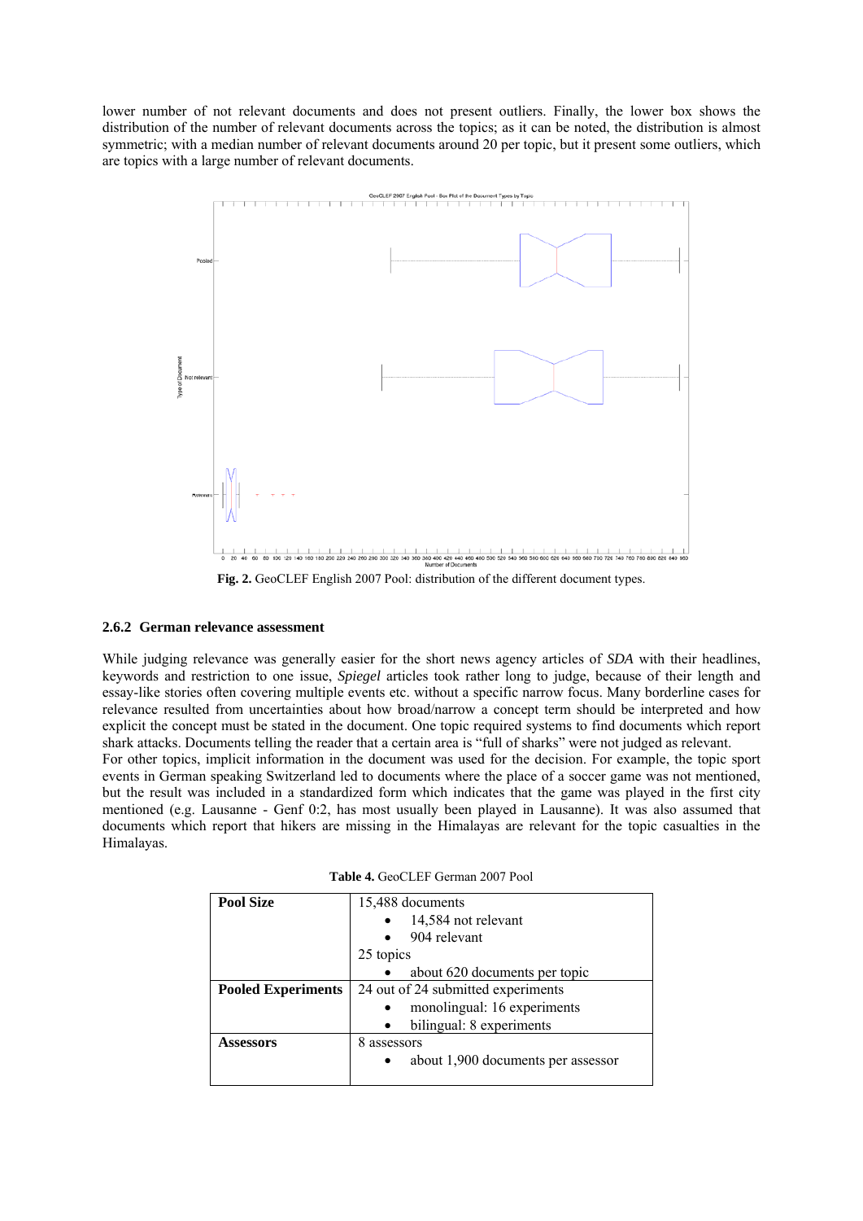lower number of not relevant documents and does not present outliers. Finally, the lower box shows the distribution of the number of relevant documents across the topics; as it can be noted, the distribution is almost symmetric; with a median number of relevant documents around 20 per topic, but it present some outliers, which are topics with a large number of relevant documents.

**Fig. 2.** GeoCLEF English 2007 Pool: distribution of the different document types.

### 2.6.2 German relevance assessment

While judging relevance was generally easier for the short news agency articles of *SDA* with their headlines, keywords and restriction to one issue, *Spiegel* articles took rather long to judge, because of their length and essay-like stories often covering multiple events etc. without a specific narrow focus. Many borderline cases for relevance resulted from uncertainties about how broad/narrow a concept term should be interpreted and how explicit the concept must be stated in the document. One topic required systems to find documents which report shark attacks. Documents telling the reader that a certain area is "full of sharks" were not judged as relevant.
For other topics, implicit information in the document was used for the decision. For example, the topic sport events in German speaking Switzerland led to documents where the place of a soccer game was not mentioned, but the result was included in a standardized form which indicates that the game was played in the first city mentioned (e.g. Lausanne - Genf 0:2, has most usually been played in Lausanne). It was also assumed that documents which report that hikers are missing in the Himalayas are relevant for the topic casualties in the Himalayas.

**Table 4.** GeoCLEF German 2007 Pool

| | |
|---|---|
| **Pool Size** | 15,488 documents<br>• 14,584 not relevant<br>• 904 relevant<br>25 topics<br>• about 620 documents per topic |
| **Pooled Experiments** | 24 out of 24 submitted experiments<br>• monolingual: 16 experiments<br>• bilingual: 8 experiments |
| **Assessors** | 8 assessors<br>• about 1,900 documents per assessor |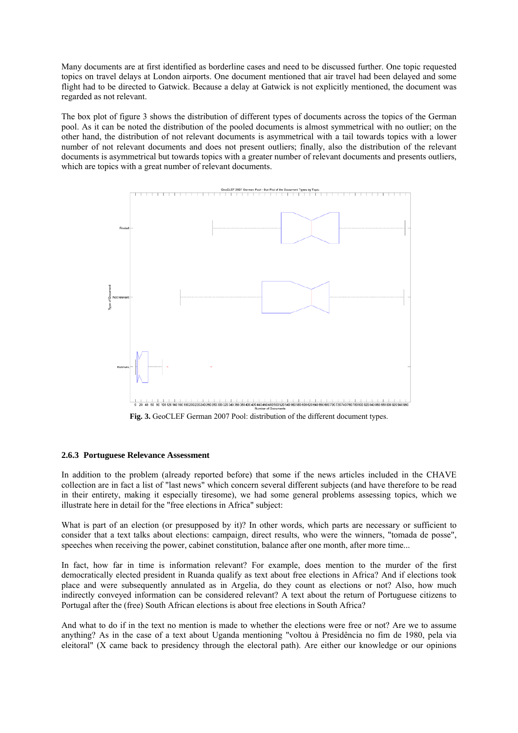Many documents are at first identified as borderline cases and need to be discussed further. One topic requested topics on travel delays at London airports. One document mentioned that air travel had been delayed and some flight had to be directed to Gatwick. Because a delay at Gatwick is not explicitly mentioned, the document was regarded as not relevant.

The box plot of figure 3 shows the distribution of different types of documents across the topics of the German pool. As it can be noted the distribution of the pooled documents is almost symmetrical with no outlier; on the other hand, the distribution of not relevant documents is asymmetrical with a tail towards topics with a lower number of not relevant documents and does not present outliers; finally, also the distribution of the relevant documents is asymmetrical but towards topics with a greater number of relevant documents and presents outliers, which are topics with a great number of relevant documents.

GeoCLEF 2007 German Pool - Box Plot of the Document Types by Topic

Type of Document

Pooled

Not relevant

Relevant

0 20 40 60 80 100 120 140 160 180 200 220 240 260 280 300 320 340 360 380 400 420 440 460 480 500 520 540 560 580 600 620 640 660 680 700 720 740 760 780 800 820 840 860 880 900 920 940 960

Number of Documents

**Fig. 3.** GeoCLEF German 2007 Pool: distribution of the different document types.

### 2.6.3 Portuguese Relevance Assessment

In addition to the problem (already reported before) that some if the news articles included in the CHAVE collection are in fact a list of "last news" which concern several different subjects (and have therefore to be read in their entirety, making it especially tiresome), we had some general problems assessing topics, which we illustrate here in detail for the "free elections in Africa" subject:

What is part of an election (or presupposed by it)? In other words, which parts are necessary or sufficient to consider that a text talks about elections: campaign, direct results, who were the winners, "tomada de posse", speeches when receiving the power, cabinet constitution, balance after one month, after more time...

In fact, how far in time is information relevant? For example, does mention to the murder of the first democratically elected president in Ruanda qualify as text about free elections in Africa? And if elections took place and were subsequently annulated as in Argelia, do they count as elections or not? Also, how much indirectly conveyed information can be considered relevant? A text about the return of Portuguese citizens to Portugal after the (free) South African elections is about free elections in South Africa?

And what to do if in the text no mention is made to whether the elections were free or not? Are we to assume anything? As in the case of a text about Uganda mentioning "voltou à Presidência no fim de 1980, pela via eleitoral" (X came back to presidency through the electoral path). Are either our knowledge or our opinions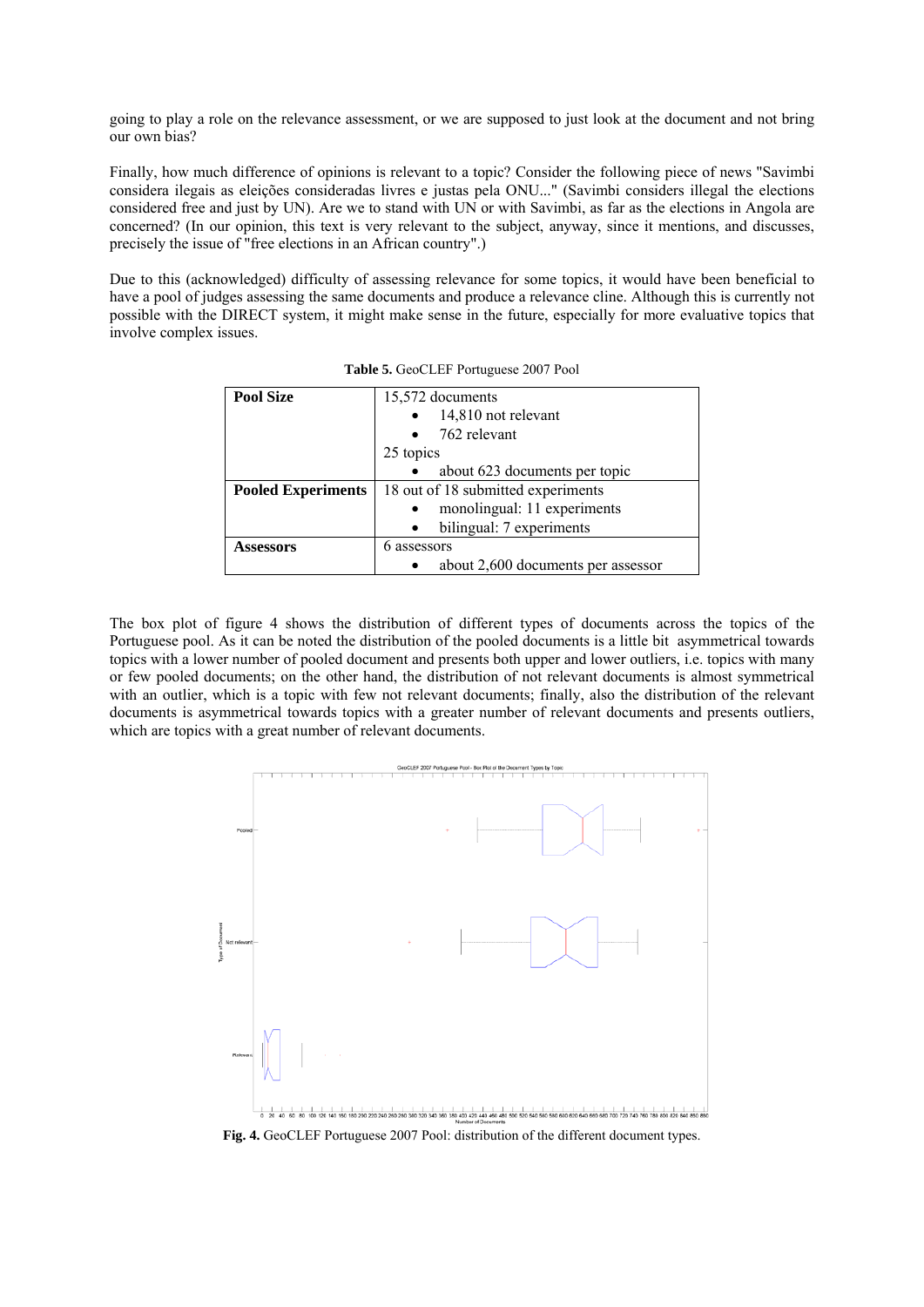going to play a role on the relevance assessment, or we are supposed to just look at the document and not bring our own bias?

Finally, how much difference of opinions is relevant to a topic? Consider the following piece of news "Savimbi considera ilegais as eleições consideradas livres e justas pela ONU..." (Savimbi considers illegal the elections considered free and just by UN). Are we to stand with UN or with Savimbi, as far as the elections in Angola are concerned? (In our opinion, this text is very relevant to the subject, anyway, since it mentions, and discusses, precisely the issue of "free elections in an African country".)

Due to this (acknowledged) difficulty of assessing relevance for some topics, it would have been beneficial to have a pool of judges assessing the same documents and produce a relevance cline. Although this is currently not possible with the DIRECT system, it might make sense in the future, especially for more evaluative topics that involve complex issues.

**Table 5.** GeoCLEF Portuguese 2007 Pool

| | |
|---|---|
| **Pool Size** | 15,572 documents<br>• 14,810 not relevant<br>• 762 relevant<br>25 topics<br>• about 623 documents per topic |
| **Pooled Experiments** | 18 out of 18 submitted experiments<br>• monolingual: 11 experiments<br>• bilingual: 7 experiments |
| **Assessors** | 6 assessors<br>• about 2,600 documents per assessor |

The box plot of figure 4 shows the distribution of different types of documents across the topics of the Portuguese pool. As it can be noted the distribution of the pooled documents is a little bit asymmetrical towards topics with a lower number of pooled document and presents both upper and lower outliers, i.e. topics with many or few pooled documents; on the other hand, the distribution of not relevant documents is almost symmetrical with an outlier, which is a topic with few not relevant documents; finally, also the distribution of the relevant documents is asymmetrical towards topics with a greater number of relevant documents and presents outliers, which are topics with a great number of relevant documents.

**Fig. 4.** GeoCLEF Portuguese 2007 Pool: distribution of the different document types.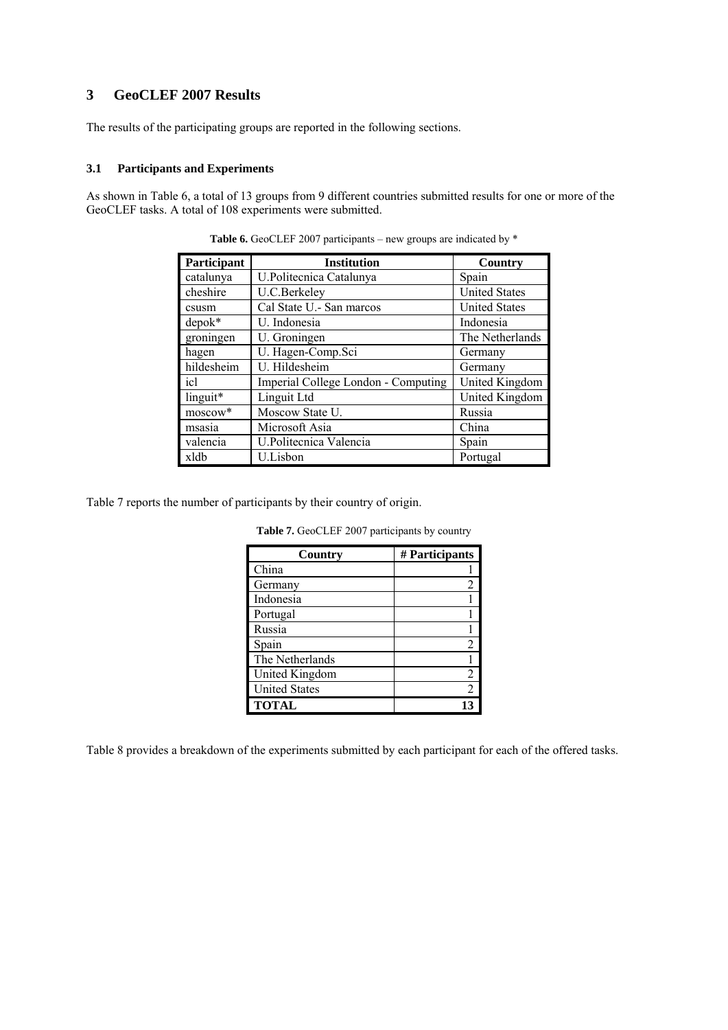## 3 GeoCLEF 2007 Results

The results of the participating groups are reported in the following sections.

### 3.1 Participants and Experiments

As shown in Table 6, a total of 13 groups from 9 different countries submitted results for one or more of the GeoCLEF tasks. A total of 108 experiments were submitted.

**Table 6.** GeoCLEF 2007 participants – new groups are indicated by *

| Participant | Institution | Country |
|---|---|---|
| catalunya | U.Politecnica Catalunya | Spain |
| cheshire | U.C.Berkeley | United States |
| csusm | Cal State U.- San marcos | United States |
| depok* | U. Indonesia | Indonesia |
| groningen | U. Groningen | The Netherlands |
| hagen | U. Hagen-Comp.Sci | Germany |
| hildesheim | U. Hildesheim | Germany |
| icl | Imperial College London - Computing | United Kingdom |
| linguit* | Linguit Ltd | United Kingdom |
| moscow* | Moscow State U. | Russia |
| msasia | Microsoft Asia | China |
| valencia | U.Politecnica Valencia | Spain |
| xldb | U.Lisbon | Portugal |

Table 7 reports the number of participants by their country of origin.

**Table 7.** GeoCLEF 2007 participants by country

| Country | # Participants |
|---|---|
| China | 1 |
| Germany | 2 |
| Indonesia | 1 |
| Portugal | 1 |
| Russia | 1 |
| Spain | 2 |
| The Netherlands | 1 |
| United Kingdom | 2 |
| United States | 2 |
| **TOTAL** | **13** |

Table 8 provides a breakdown of the experiments submitted by each participant for each of the offered tasks.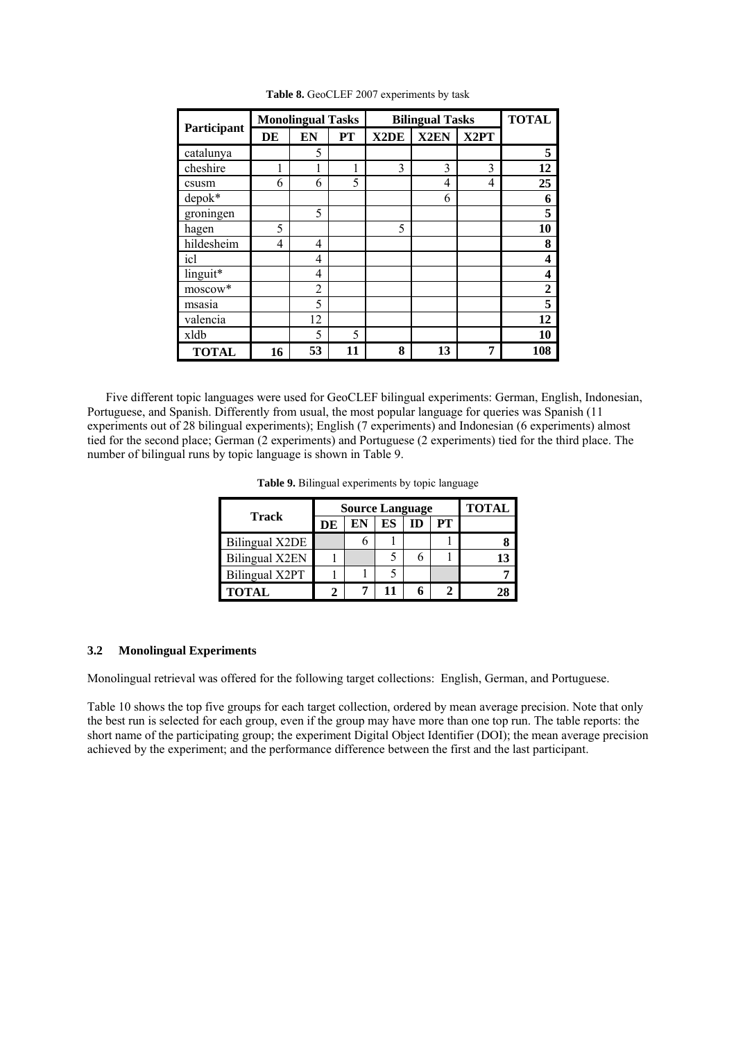**Table 8.** GeoCLEF 2007 experiments by task

| Participant | Monolingual Tasks | | | Bilingual Tasks | | | TOTAL |
|---|---|---|---|---|---|---|---|
| | DE | EN | PT | X2DE | X2EN | X2PT | |
| catalunya | | 5 | | | | | **5** |
| cheshire | 1 | 1 | 1 | 3 | 3 | 3 | **12** |
| csusm | 6 | 6 | 5 | | 4 | 4 | **25** |
| depok* | | | | | 6 | | **6** |
| groningen | | 5 | | | | | **5** |
| hagen | 5 | | | 5 | | | **10** |
| hildesheim | 4 | 4 | | | | | **8** |
| icl | | 4 | | | | | **4** |
| linguit* | | 4 | | | | | **4** |
| moscow* | | 2 | | | | | **2** |
| msasia | | 5 | | | | | **5** |
| valencia | | 12 | | | | | **12** |
| xldb | | 5 | 5 | | | | **10** |
| **TOTAL** | **16** | **53** | **11** | **8** | **13** | **7** | **108** |

Five different topic languages were used for GeoCLEF bilingual experiments: German, English, Indonesian, Portuguese, and Spanish. Differently from usual, the most popular language for queries was Spanish (11 experiments out of 28 bilingual experiments); English (7 experiments) and Indonesian (6 experiments) almost tied for the second place; German (2 experiments) and Portuguese (2 experiments) tied for the third place. The number of bilingual runs by topic language is shown in Table 9.

**Table 9.** Bilingual experiments by topic language

| Track | Source Language | | | | | TOTAL |
|---|---|---|---|---|---|---|
| | DE | EN | ES | ID | PT | |
| Bilingual X2DE | | 6 | 1 | | 1 | **8** |
| Bilingual X2EN | 1 | | 5 | 6 | 1 | **13** |
| Bilingual X2PT | 1 | 1 | 5 | | | **7** |
| **TOTAL** | **2** | **7** | **11** | **6** | **2** | **28** |

### 3.2 Monolingual Experiments

Monolingual retrieval was offered for the following target collections: English, German, and Portuguese.

Table 10 shows the top five groups for each target collection, ordered by mean average precision. Note that only the best run is selected for each group, even if the group may have more than one top run. The table reports: the short name of the participating group; the experiment Digital Object Identifier (DOI); the mean average precision achieved by the experiment; and the performance difference between the first and the last participant.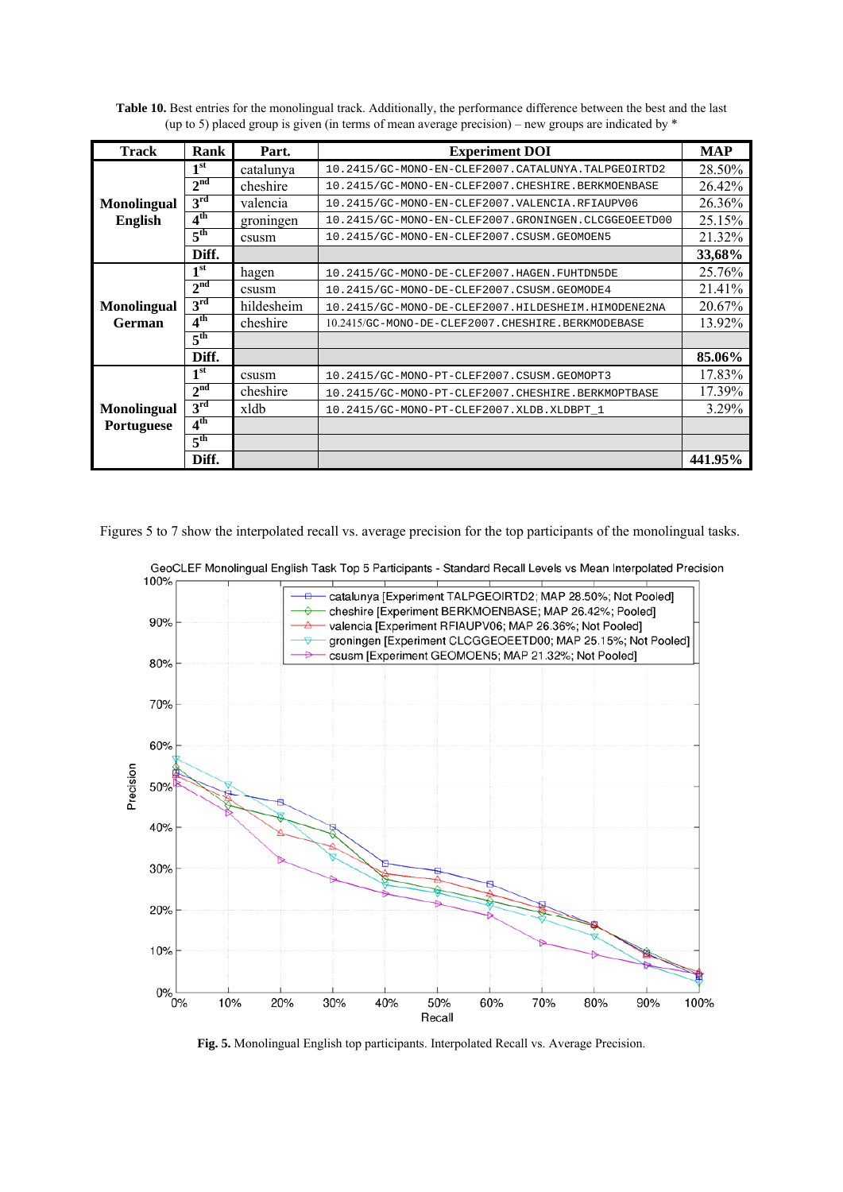**Table 10.** Best entries for the monolingual track. Additionally, the performance difference between the best and the last (up to 5) placed group is given (in terms of mean average precision) – new groups are indicated by *

| Track | Rank | Part. | Experiment DOI | MAP |
|---|---|---|---|---|
| Monolingual English | 1st | catalunya | 10.2415/GC-MONO-EN-CLEF2007.CATALUNYA.TALPGEOIRTD2 | 28.50% |
| | 2nd | cheshire | 10.2415/GC-MONO-EN-CLEF2007.CHESHIRE.BERKMOENBASE | 26.42% |
| | 3rd | valencia | 10.2415/GC-MONO-EN-CLEF2007.VALENCIA.RFIAUPV06 | 26.36% |
| | 4th | groningen | 10.2415/GC-MONO-EN-CLEF2007.GRONINGEN.CLCGGEOEETD00 | 25.15% |
| | 5th | csusm | 10.2415/GC-MONO-EN-CLEF2007.CSUSM.GEOMOEN5 | 21.32% |
| | Diff. | | | 33,68% |
| Monolingual German | 1st | hagen | 10.2415/GC-MONO-DE-CLEF2007.HAGEN.FUHTDN5DE | 25.76% |
| | 2nd | csusm | 10.2415/GC-MONO-DE-CLEF2007.CSUSM.GEOMODE4 | 21.41% |
| | 3rd | hildesheim | 10.2415/GC-MONO-DE-CLEF2007.HILDESHEIM.HIMODENE2NA | 20.67% |
| | 4th | cheshire | 10.2415/GC-MONO-DE-CLEF2007.CHESHIRE.BERKMODEBASE | 13.92% |
| | 5th | | | |
| | Diff. | | | 85.06% |
| Monolingual Portuguese | 1st | csusm | 10.2415/GC-MONO-PT-CLEF2007.CSUSM.GEOMOPT3 | 17.83% |
| | 2nd | cheshire | 10.2415/GC-MONO-PT-CLEF2007.CHESHIRE.BERKMOPTBASE | 17.39% |
| | 3rd | xldb | 10.2415/GC-MONO-PT-CLEF2007.XLDB.XLDBPT_1 | 3.29% |
| | 4th | | | |
| | 5th | | | |
| | Diff. | | | 441.95% |

Figures 5 to 7 show the interpolated recall vs. average precision for the top participants of the monolingual tasks.

**Fig. 5.** Monolingual English top participants. Interpolated Recall vs. Average Precision.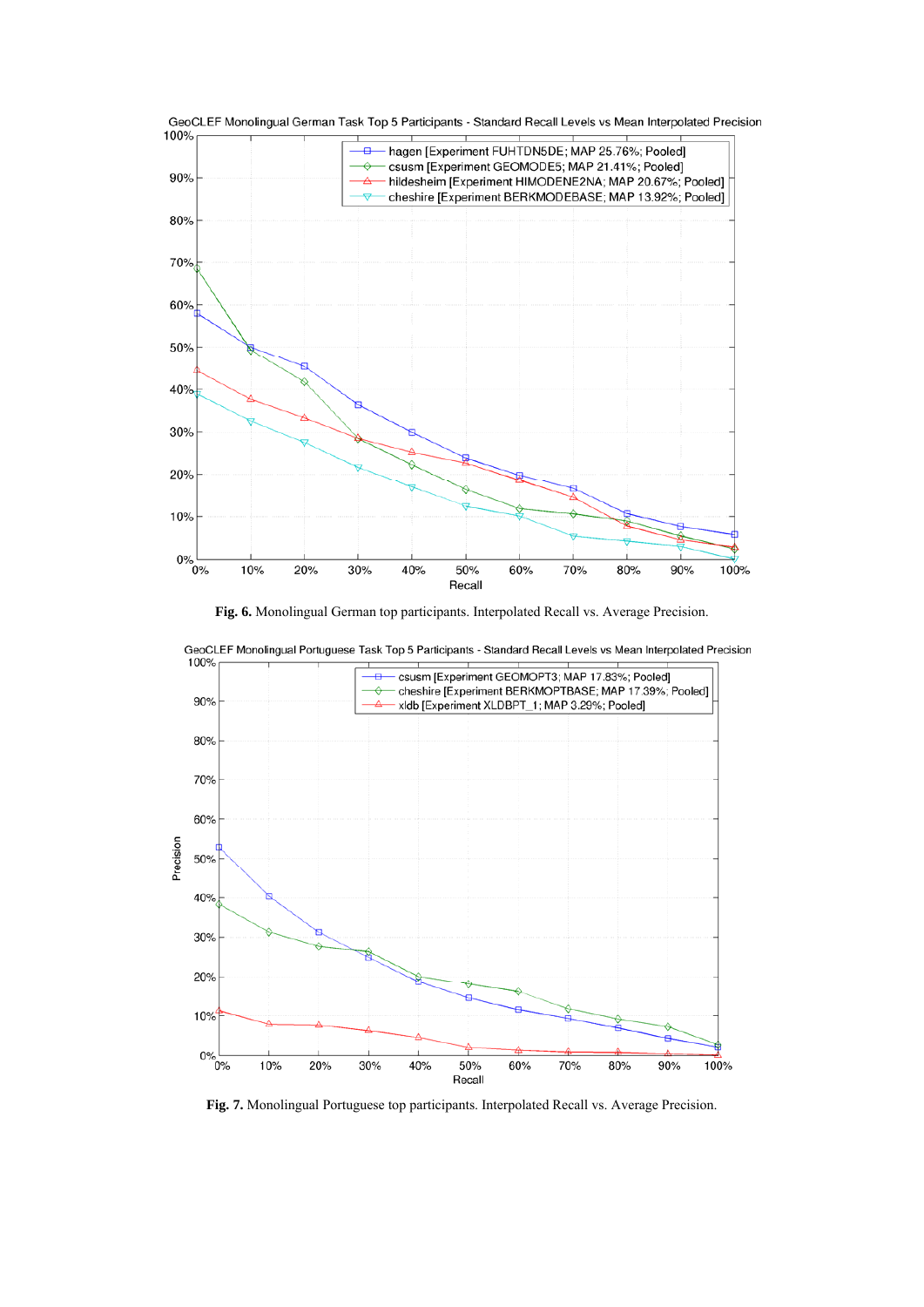GeoCLEF Monolingual German Task Top 5 Participants - Standard Recall Levels vs Mean Interpolated Precision

- hagen [Experiment FUHTDN5DE; MAP 25.76%; Pooled]
- csusm [Experiment GEOMODE5; MAP 21.41%; Pooled]
- hildesheim [Experiment HIMODENE2NA; MAP 20.67%; Pooled]
- cheshire [Experiment BERKMODEBASE; MAP 13.92%; Pooled]

**Fig. 6.** Monolingual German top participants. Interpolated Recall vs. Average Precision.

GeoCLEF Monolingual Portuguese Task Top 5 Participants - Standard Recall Levels vs Mean Interpolated Precision

- csusm [Experiment GEOMOPT3; MAP 17.83%; Pooled]
- cheshire [Experiment BERKMOPTBASE; MAP 17.39%; Pooled]
- xldb [Experiment XLDBPT_1; MAP 3.29%; Pooled]

**Fig. 7.** Monolingual Portuguese top participants. Interpolated Recall vs. Average Precision.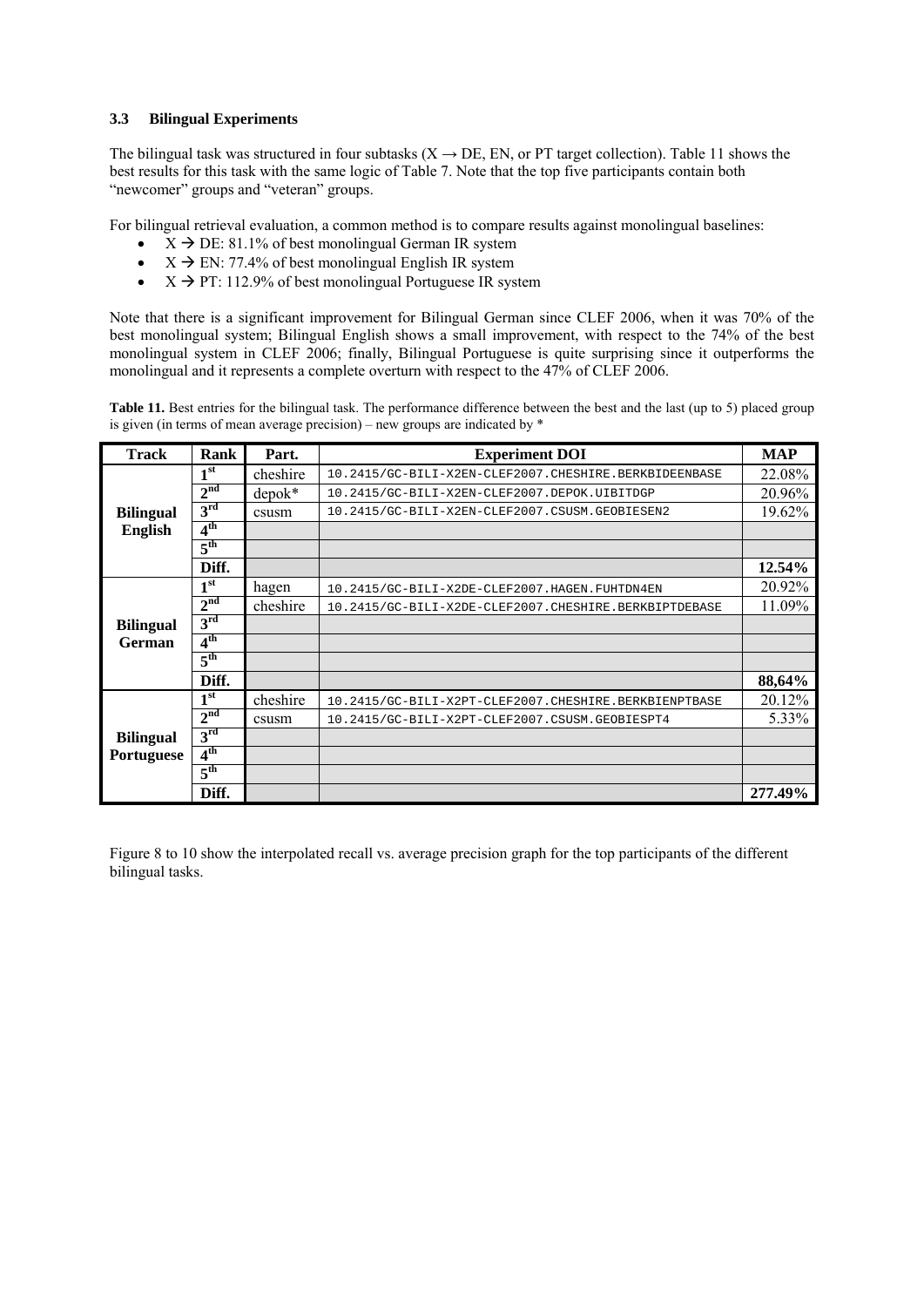### 3.3 Bilingual Experiments

The bilingual task was structured in four subtasks (X → DE, EN, or PT target collection). Table 11 shows the best results for this task with the same logic of Table 7. Note that the top five participants contain both "newcomer" groups and "veteran" groups.

For bilingual retrieval evaluation, a common method is to compare results against monolingual baselines:

- X → DE: 81.1% of best monolingual German IR system
- X → EN: 77.4% of best monolingual English IR system
- X → PT: 112.9% of best monolingual Portuguese IR system

Note that there is a significant improvement for Bilingual German since CLEF 2006, when it was 70% of the best monolingual system; Bilingual English shows a small improvement, with respect to the 74% of the best monolingual system in CLEF 2006; finally, Bilingual Portuguese is quite surprising since it outperforms the monolingual and it represents a complete overturn with respect to the 47% of CLEF 2006.

**Table 11.** Best entries for the bilingual task. The performance difference between the best and the last (up to 5) placed group is given (in terms of mean average precision) – new groups are indicated by *

| Track | Rank | Part. | Experiment DOI | MAP |
|---|---|---|---|---|
| **Bilingual English** | **1st** | cheshire | 10.2415/GC-BILI-X2EN-CLEF2007.CHESHIRE.BERKBIDEENBASE | 22.08% |
| | **2nd** | depok* | 10.2415/GC-BILI-X2EN-CLEF2007.DEPOK.UIBITDGP | 20.96% |
| | **3rd** | csusm | 10.2415/GC-BILI-X2EN-CLEF2007.CSUSM.GEOBIESEN2 | 19.62% |
| | **4th** | | | |
| | **5th** | | | |
| | **Diff.** | | | **12.54%** |
| **Bilingual German** | **1st** | hagen | 10.2415/GC-BILI-X2DE-CLEF2007.HAGEN.FUHTDN4EN | 20.92% |
| | **2nd** | cheshire | 10.2415/GC-BILI-X2DE-CLEF2007.CHESHIRE.BERKBIPTDEBASE | 11.09% |
| | **3rd** | | | |
| | **4th** | | | |
| | **5th** | | | |
| | **Diff.** | | | **88,64%** |
| **Bilingual Portuguese** | **1st** | cheshire | 10.2415/GC-BILI-X2PT-CLEF2007.CHESHIRE.BERKBIENPTBASE | 20.12% |
| | **2nd** | csusm | 10.2415/GC-BILI-X2PT-CLEF2007.CSUSM.GEOBIESPT4 | 5.33% |
| | **3rd** | | | |
| | **4th** | | | |
| | **5th** | | | |
| | **Diff.** | | | **277.49%** |

Figure 8 to 10 show the interpolated recall vs. average precision graph for the top participants of the different bilingual tasks.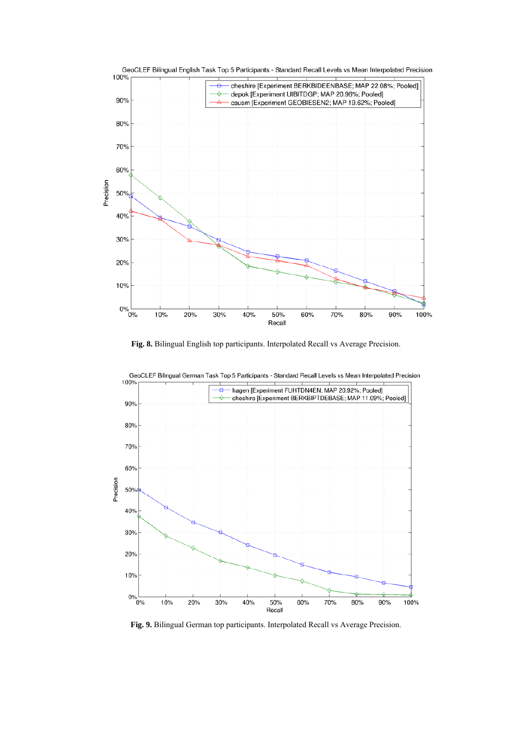GeoCLEF Bilingual English Task Top 5 Participants - Standard Recall Levels vs Mean Interpolated Precision

- cheshire [Experiment BERKBIDEENBASE; MAP 22.08%; Pooled]
- depok [Experiment UIBITDGP; MAP 20.96%; Pooled]
- csusm [Experiment GEOBIESEN2; MAP 19.62%; Pooled]

**Fig. 8.** Bilingual English top participants. Interpolated Recall vs Average Precision.

GeoCLEF Bilingual German Task Top 5 Participants - Standard Recall Levels vs Mean Interpolated Precision

- hagen [Experiment FUHTDN4EN; MAP 20.92%; Pooled]
- cheshire [Experiment BERKBIPTDEBASE; MAP 11.09%; Pooled]

**Fig. 9.** Bilingual German top participants. Interpolated Recall vs Average Precision.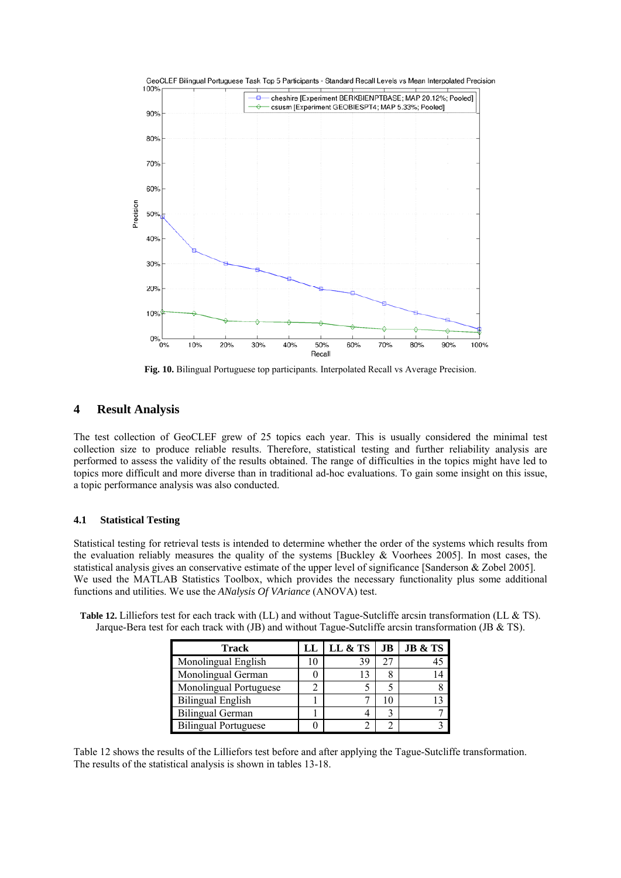Fig. 10. Bilingual Portuguese top participants. Interpolated Recall vs Average Precision.

## 4 Result Analysis

The test collection of GeoCLEF grew of 25 topics each year. This is usually considered the minimal test collection size to produce reliable results. Therefore, statistical testing and further reliability analysis are performed to assess the validity of the results obtained. The range of difficulties in the topics might have led to topics more difficult and more diverse than in traditional ad-hoc evaluations. To gain some insight on this issue, a topic performance analysis was also conducted.

### 4.1 Statistical Testing

Statistical testing for retrieval tests is intended to determine whether the order of the systems which results from the evaluation reliably measures the quality of the systems [Buckley & Voorhees 2005]. In most cases, the statistical analysis gives an conservative estimate of the upper level of significance [Sanderson & Zobel 2005]. We used the MATLAB Statistics Toolbox, which provides the necessary functionality plus some additional functions and utilities. We use the *ANalysis Of VAriance* (ANOVA) test.

**Table 12.** Lilliefors test for each track with (LL) and without Tague-Sutcliffe arcsin transformation (LL & TS). Jarque-Bera test for each track with (JB) and without Tague-Sutcliffe arcsin transformation (JB & TS).

| Track | LL | LL & TS | JB | JB & TS |
|---|---|---|---|---|
| Monolingual English | 10 | 39 | 27 | 45 |
| Monolingual German | 0 | 13 | 8 | 14 |
| Monolingual Portuguese | 2 | 5 | 5 | 8 |
| Bilingual English | 1 | 7 | 10 | 13 |
| Bilingual German | 1 | 4 | 3 | 7 |
| Bilingual Portuguese | 0 | 2 | 2 | 3 |

Table 12 shows the results of the Lilliefors test before and after applying the Tague-Sutcliffe transformation. The results of the statistical analysis is shown in tables 13-18.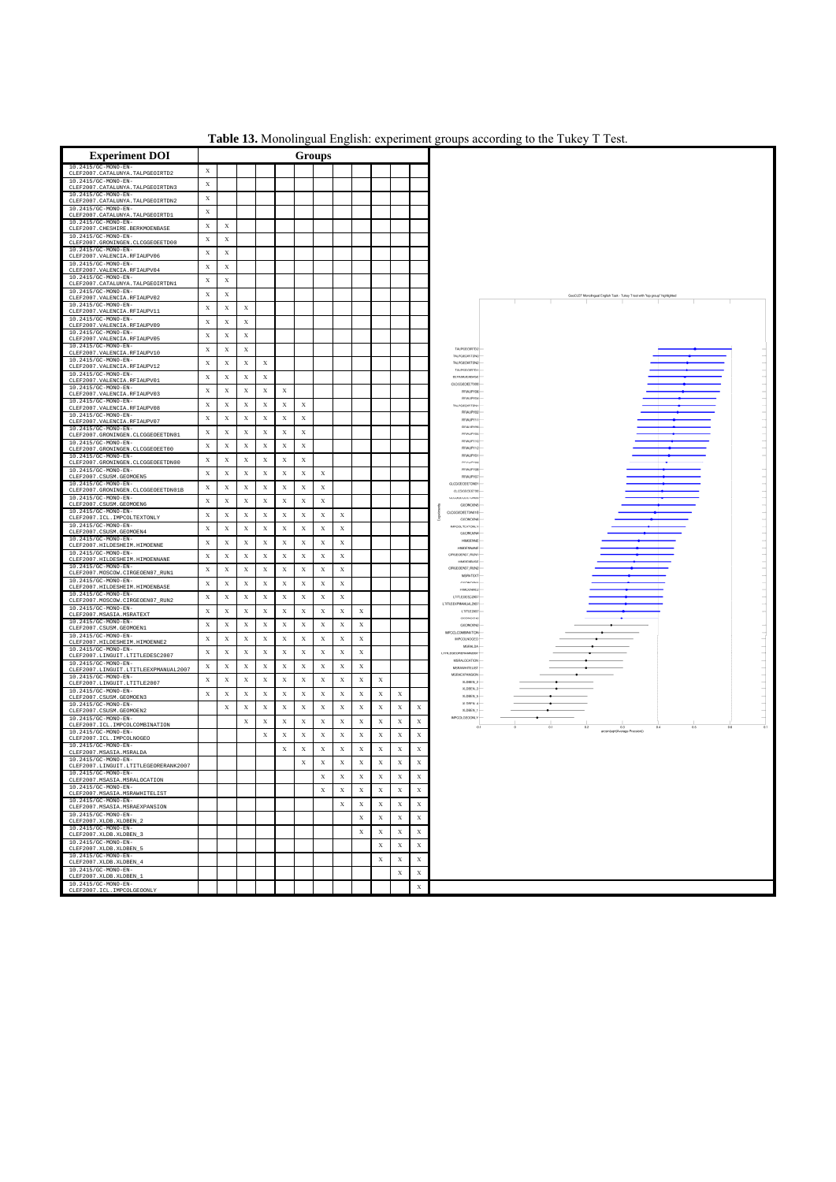**Table 13.** Monolingual English: experiment groups according to the Tukey T Test.

| Experiment DOI | Groups | | | | | | | | | | | |
|---|---|---|---|---|---|---|---|---|---|---|---|---|
| 10.2415/GC-MONO-EN-CLEF2007.CATALUNYA.TALPGEOIRTD2 | X | | | | | | | | | | | |
| 10.2415/GC-MONO-EN-CLEF2007.CATALUNYA.TALPGEOIRTDN3 | X | | | | | | | | | | | |
| 10.2415/GC-MONO-EN-CLEF2007.CATALUNYA.TALPGEOIRTDN2 | X | | | | | | | | | | | |
| 10.2415/GC-MONO-EN-CLEF2007.CATALUNYA.TALPGEOIRTD1 | X | | | | | | | | | | | |
| 10.2415/GC-MONO-EN-CLEF2007.CHESHIRE.BERKMOENBASE | X | X | | | | | | | | | | |
| 10.2415/GC-MONO-EN-CLEF2007.GRONINGEN.CLCGGEOETD00 | X | X | | | | | | | | | | |
| 10.2415/GC-MONO-EN-CLEF2007.VALENCIA.RFIAUPV06 | X | X | | | | | | | | | | |
| 10.2415/GC-MONO-EN-CLEF2007.VALENCIA.RFIAUPV04 | X | X | | | | | | | | | | |
| 10.2415/GC-MONO-EN-CLEF2007.CATALUNYA.TALPGEOIRTDN1 | X | X | | | | | | | | | | |
| 10.2415/GC-MONO-EN-CLEF2007.VALENCIA.RFIAUPV02 | X | X | | | | | | | | | | |
| 10.2415/GC-MONO-EN-CLEF2007.VALENCIA.RFIAUPV11 | X | X | X | | | | | | | | | |
| 10.2415/GC-MONO-EN-CLEF2007.VALENCIA.RFIAUPV09 | X | X | X | | | | | | | | | |
| 10.2415/GC-MONO-EN-CLEF2007.VALENCIA.RFIAUPV05 | X | X | X | | | | | | | | | |
| 10.2415/GC-MONO-EN-CLEF2007.VALENCIA.RFIAUPV10 | X | X | X | | | | | | | | | |
| 10.2415/GC-MONO-EN-CLEF2007.VALENCIA.RFIAUPV12 | X | X | X | X | | | | | | | | |
| 10.2415/GC-MONO-EN-CLEF2007.VALENCIA.RFIAUPV01 | X | X | X | X | | | | | | | | |
| 10.2415/GC-MONO-EN-CLEF2007.VALENCIA.RFIAUPV03 | X | X | X | X | X | | | | | | | |
| 10.2415/GC-MONO-EN-CLEF2007.VALENCIA.RFIAUPV08 | X | X | X | X | X | X | | | | | | |
| 10.2415/GC-MONO-EN-CLEF2007.VALENCIA.RFIAUPV07 | X | X | X | X | X | X | | | | | | |
| 10.2415/GC-MONO-EN-CLEF2007.GRONINGEN.CLCGGEOETDN01 | X | X | X | X | X | X | | | | | | |
| 10.2415/GC-MONO-EN-CLEF2007.GRONINGEN.CLCGGEOETD0 | X | X | X | X | X | X | | | | | | |
| 10.2415/GC-MONO-EN-CLEF2007.GRONINGEN.CLCGGEOETDN00 | X | X | X | X | X | X | | | | | | |
| 10.2415/GC-MONO-EN-CLEF2007.CSUSM.GEOMOEN5 | X | X | X | X | X | X | X | | | | | |
| 10.2415/GC-MONO-EN-CLEF2007.GRONINGEN.CLCGGEOETDN01B | X | X | X | X | X | X | X | | | | | |
| 10.2415/GC-MONO-EN-CLEF2007.CSUSM.GEOMOEN6 | X | X | X | X | X | X | X | | | | | |
| 10.2415/GC-MONO-EN-CLEF2007.ICL.IMPCOLTEXTONLY | X | X | X | X | X | X | X | X | | | | |
| 10.2415/GC-MONO-EN-CLEF2007.CSUSM.GEOMOEN4 | X | X | X | X | X | X | X | X | | | | |
| 10.2415/GC-MONO-EN-CLEF2007.HILDESHEIM.HIMOENNE | X | X | X | X | X | X | X | X | | | | |
| 10.2415/GC-MONO-EN-CLEF2007.HILDESHEIM.HIMOENNANE | X | X | X | X | X | X | X | X | | | | |
| 10.2415/GC-MONO-EN-CLEF2007.MOSCOW.CIRGEOEN07_RUN1 | X | X | X | X | X | X | X | X | | | | |
| 10.2415/GC-MONO-EN-CLEF2007.HILDESHEIM.HIMOENBASE | X | X | X | X | X | X | X | X | | | | |
| 10.2415/GC-MONO-EN-CLEF2007.MOSCOW.CIRGEOEN07_RUN2 | X | X | X | X | X | X | X | X | | | | |
| 10.2415/GC-MONO-EN-CLEF2007.MSASIA.MSRATEXT | X | X | X | X | X | X | X | X | X | | | |
| 10.2415/GC-MONO-EN-CLEF2007.CSUSM.GEOMOEN1 | X | X | X | X | X | X | X | X | | | | |
| 10.2415/GC-MONO-EN-CLEF2007.HILDESHEIM.HIMOENNE2 | X | X | X | X | X | X | X | X | | | | |
| 10.2415/GC-MONO-EN-CLEF2007.LINGUIT.LTITLEDESC2007 | X | X | X | X | X | X | X | X | | | | |
| 10.2415/GC-MONO-EN-CLEF2007.LINGUIT.LTITLEEXPMANUAL2007 | X | X | X | X | X | X | X | X | | | | |
| 10.2415/GC-MONO-EN-CLEF2007.LINGUIT.LTITLE2007 | X | X | X | X | X | X | X | X | X | X | | |
| 10.2415/GC-MONO-EN-CLEF2007.CSUSM.GEOMOEN3 | X | X | X | X | X | X | X | X | X | X | X | |
| 10.2415/GC-MONO-EN-CLEF2007.CSUSM.GEOMOEN2 | | X | X | X | X | X | X | X | X | X | X | X |
| 10.2415/GC-MONO-EN-CLEF2007.ICL.IMPCOLCOMBINATION | | | X | X | X | X | X | X | X | X | X | X |
| 10.2415/GC-MONO-EN-CLEF2007.ICL.IMPCOLNOGEO | | | | X | X | X | X | X | X | X | X | X |
| 10.2415/GC-MONO-EN-CLEF2007.MSASIA.MSRALDA | | | | | X | X | X | X | X | X | X | X |
| 10.2415/GC-MONO-EN-CLEF2007.LINGUIT.LTITLEGEORERANK2007 | | | | | | X | X | X | X | X | X | X |
| 10.2415/GC-MONO-EN-CLEF2007.MSASIA.MSRALOCATION | | | | | | | X | X | X | X | X | X |
| 10.2415/GC-MONO-EN-CLEF2007.MSASIA.MSRAWHITELIST | | | | | | | X | X | X | X | X | X |
| 10.2415/GC-MONO-EN-CLEF2007.MSASIA.MSRAEXPANSION | | | | | | | | X | X | X | X | X |
| 10.2415/GC-MONO-EN-CLEF2007.XLDB.XLDBEN_2 | | | | | | | | | X | X | X | X |
| 10.2415/GC-MONO-EN-CLEF2007.XLDB.XLDBEN_3 | | | | | | | | | X | X | X | X |
| 10.2415/GC-MONO-EN-CLEF2007.XLDB.XLDBEN_5 | | | | | | | | | | X | X | X |
| 10.2415/GC-MONO-EN-CLEF2007.XLDB.XLDBEN_4 | | | | | | | | | | X | X | X |
| 10.2415/GC-MONO-EN-CLEF2007.XLDB.XLDBEN_1 | | | | | | | | | | | X | X |
| 10.2415/GC-MONO-EN-CLEF2007.ICL.IMPCOLGEOONLY | | | | | | | | | | | | X |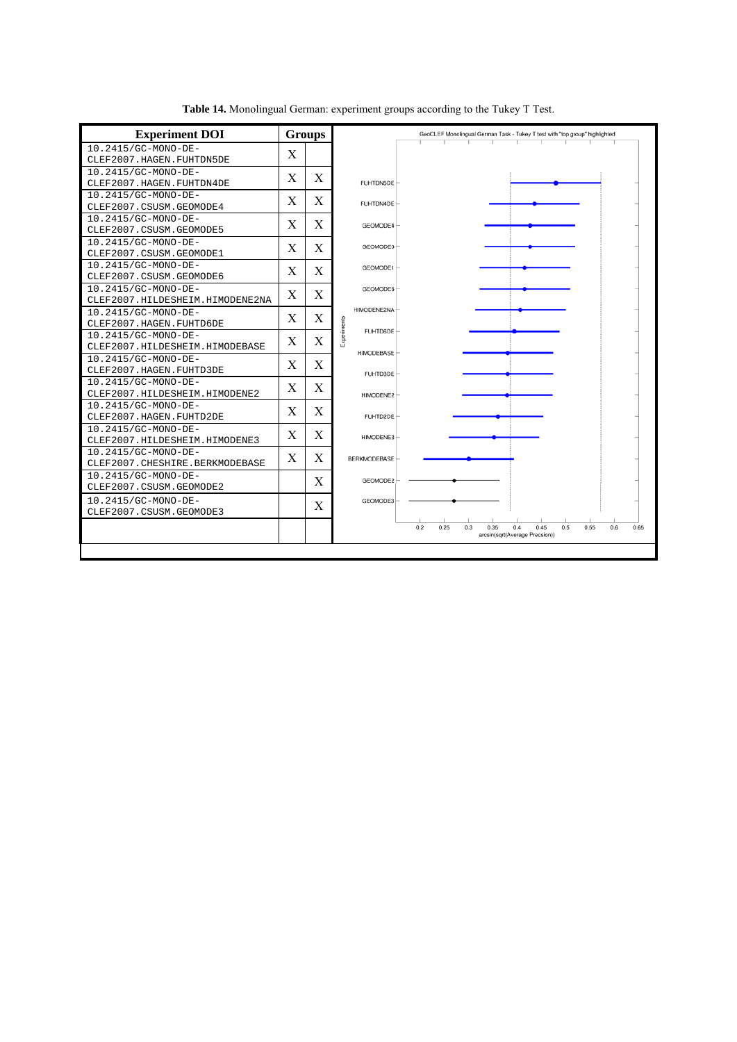**Table 14.** Monolingual German: experiment groups according to the Tukey T Test.

| Experiment DOI | Groups | |
|---|---|---|
| 10.2415/GC-MONO-DE-CLEF2007.HAGEN.FUHTDN5DE | X | |
| 10.2415/GC-MONO-DE-CLEF2007.HAGEN.FUHTDN4DE | X | X |
| 10.2415/GC-MONO-DE-CLEF2007.CSUSM.GEOMODE4 | X | X |
| 10.2415/GC-MONO-DE-CLEF2007.CSUSM.GEOMODE5 | X | X |
| 10.2415/GC-MONO-DE-CLEF2007.CSUSM.GEOMODE1 | X | X |
| 10.2415/GC-MONO-DE-CLEF2007.CSUSM.GEOMODE6 | X | X |
| 10.2415/GC-MONO-DE-CLEF2007.HILDESHEIM.HIMODENE2NA | X | X |
| 10.2415/GC-MONO-DE-CLEF2007.HAGEN.FUHTD6DE | X | X |
| 10.2415/GC-MONO-DE-CLEF2007.HILDESHEIM.HIMODEBASE | X | X |
| 10.2415/GC-MONO-DE-CLEF2007.HAGEN.FUHTD3DE | X | X |
| 10.2415/GC-MONO-DE-CLEF2007.HILDESHEIM.HIMODENE2 | X | X |
| 10.2415/GC-MONO-DE-CLEF2007.HAGEN.FUHTD2DE | X | X |
| 10.2415/GC-MONO-DE-CLEF2007.HILDESHEIM.HIMODENE3 | X | X |
| 10.2415/GC-MONO-DE-CLEF2007.CHESHIRE.BERKMODEBASE | X | X |
| 10.2415/GC-MONO-DE-CLEF2007.CSUSM.GEOMODE2 | | X |
| 10.2415/GC-MONO-DE-CLEF2007.CSUSM.GEOMODE3 | | X |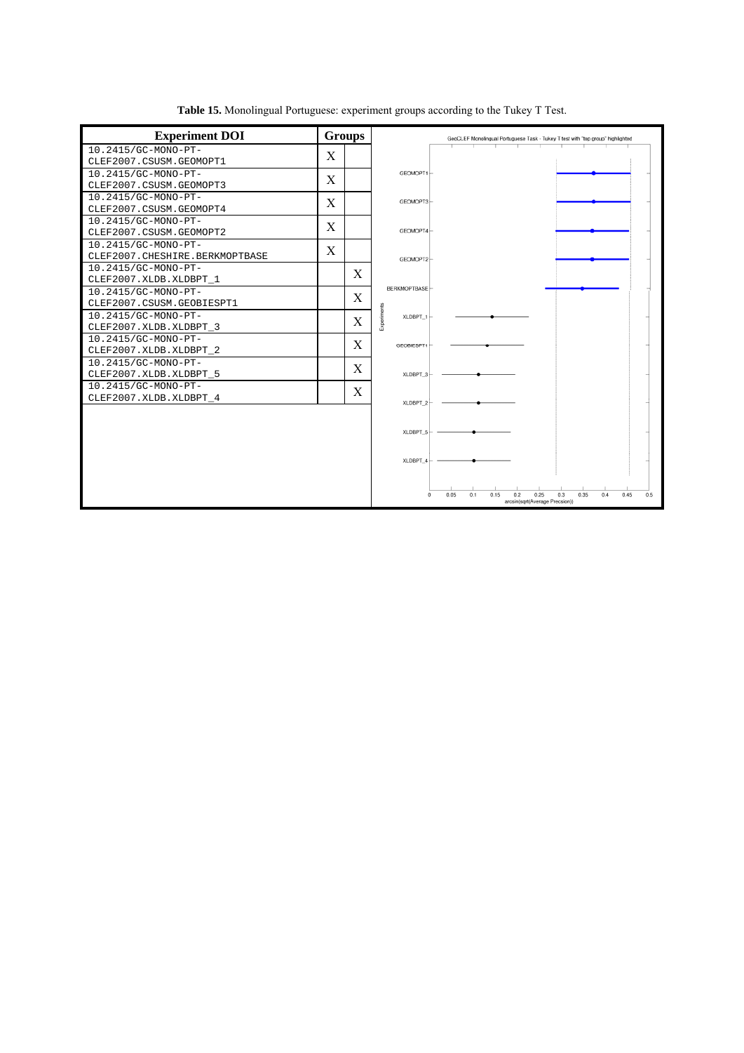**Table 15.** Monolingual Portuguese: experiment groups according to the Tukey T Test.

| Experiment DOI | Groups | |
|---|---|---|
| 10.2415/GC-MONO-PT-CLEF2007.CSUSM.GEOMOPT1 | X | |
| 10.2415/GC-MONO-PT-CLEF2007.CSUSM.GEOMOPT3 | X | |
| 10.2415/GC-MONO-PT-CLEF2007.CSUSM.GEOMOPT4 | X | |
| 10.2415/GC-MONO-PT-CLEF2007.CSUSM.GEOMOPT2 | X | |
| 10.2415/GC-MONO-PT-CLEF2007.CHESHIRE.BERKMOPTBASE | X | |
| 10.2415/GC-MONO-PT-CLEF2007.XLDB.XLDBPT_1 | | X |
| 10.2415/GC-MONO-PT-CLEF2007.CSUSM.GEOBIESPT1 | | X |
| 10.2415/GC-MONO-PT-CLEF2007.XLDB.XLDBPT_3 | | X |
| 10.2415/GC-MONO-PT-CLEF2007.XLDB.XLDBPT_2 | | X |
| 10.2415/GC-MONO-PT-CLEF2007.XLDB.XLDBPT_5 | | X |
| 10.2415/GC-MONO-PT-CLEF2007.XLDB.XLDBPT_4 | | X |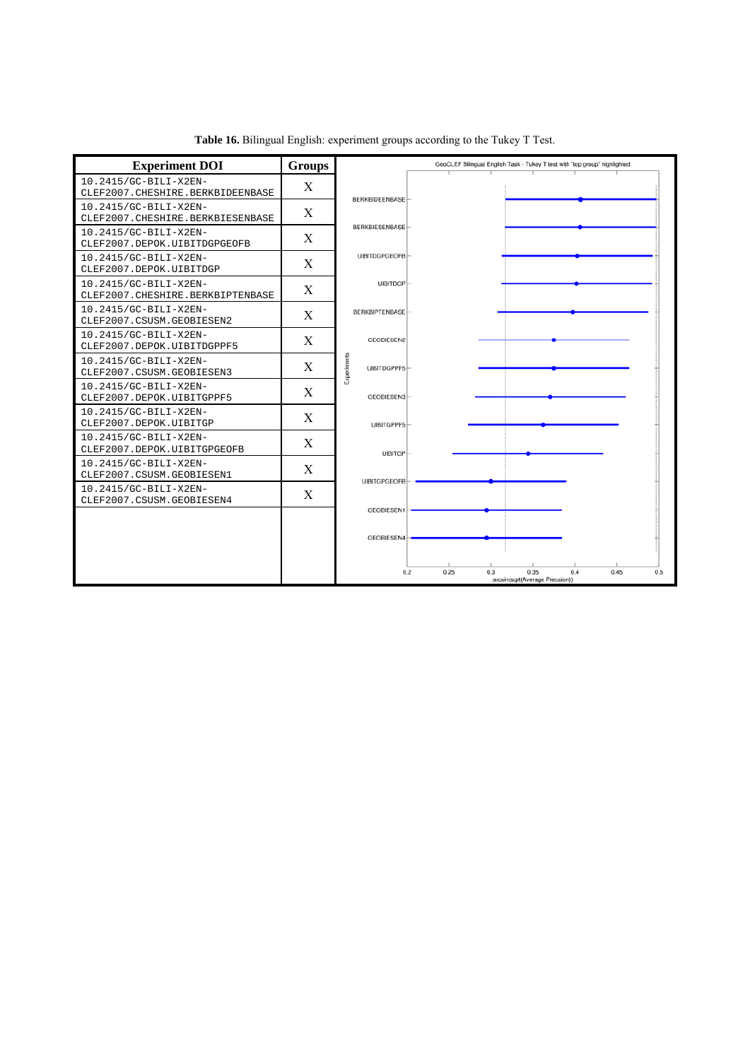**Table 16.** Bilingual English: experiment groups according to the Tukey T Test.

| Experiment DOI | Groups |
|---|---|
| 10.2415/GC-BILI-X2EN-CLEF2007.CHESHIRE.BERKBIDEENBASE | X |
| 10.2415/GC-BILI-X2EN-CLEF2007.CHESHIRE.BERKBIESENBASE | X |
| 10.2415/GC-BILI-X2EN-CLEF2007.DEPOK.UIBITDGPGEOFB | X |
| 10.2415/GC-BILI-X2EN-CLEF2007.DEPOK.UIBITDGP | X |
| 10.2415/GC-BILI-X2EN-CLEF2007.CHESHIRE.BERKBIPTENBASE | X |
| 10.2415/GC-BILI-X2EN-CLEF2007.CSUSM.GEOBIESEN2 | X |
| 10.2415/GC-BILI-X2EN-CLEF2007.DEPOK.UIBITDGPPF5 | X |
| 10.2415/GC-BILI-X2EN-CLEF2007.CSUSM.GEOBIESEN3 | X |
| 10.2415/GC-BILI-X2EN-CLEF2007.DEPOK.UIBITGPPF5 | X |
| 10.2415/GC-BILI-X2EN-CLEF2007.DEPOK.UIBITGP | X |
| 10.2415/GC-BILI-X2EN-CLEF2007.DEPOK.UIBITGPGEOFB | X |
| 10.2415/GC-BILI-X2EN-CLEF2007.CSUSM.GEOBIESEN1 | X |
| 10.2415/GC-BILI-X2EN-CLEF2007.CSUSM.GEOBIESEN4 | X |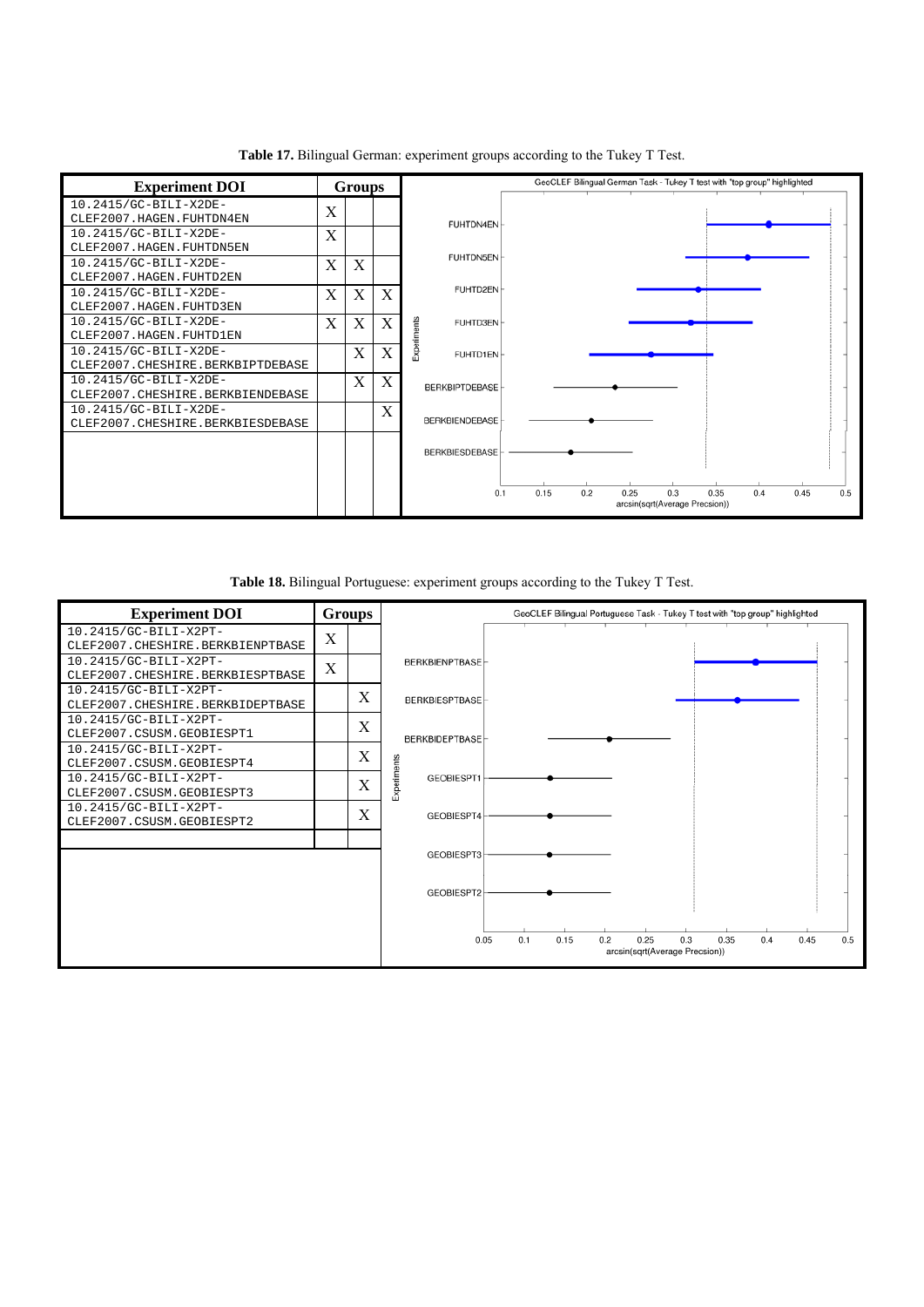**Table 17.** Bilingual German: experiment groups according to the Tukey T Test.

| Experiment DOI | Groups | | |
|---|---|---|---|
| 10.2415/GC-BILI-X2DE-CLEF2007.HAGEN.FUHTDN4EN | X | | |
| 10.2415/GC-BILI-X2DE-CLEF2007.HAGEN.FUHTDN5EN | X | | |
| 10.2415/GC-BILI-X2DE-CLEF2007.HAGEN.FUHTD2EN | X | X | |
| 10.2415/GC-BILI-X2DE-CLEF2007.HAGEN.FUHTD3EN | X | X | X |
| 10.2415/GC-BILI-X2DE-CLEF2007.HAGEN.FUHTD1EN | X | X | X |
| 10.2415/GC-BILI-X2DE-CLEF2007.CHESHIRE.BERKBIPTDEBASE | | X | X |
| 10.2415/GC-BILI-X2DE-CLEF2007.CHESHIRE.BERKBIENDEBASE | | X | X |
| 10.2415/GC-BILI-X2DE-CLEF2007.CHESHIRE.BERKBIESDEBASE | | | X |

**Table 18.** Bilingual Portuguese: experiment groups according to the Tukey T Test.

| Experiment DOI | Groups | |
|---|---|---|
| 10.2415/GC-BILI-X2PT-CLEF2007.CHESHIRE.BERKBIENPTBASE | X | |
| 10.2415/GC-BILI-X2PT-CLEF2007.CHESHIRE.BERKBIESPTBASE | X | |
| 10.2415/GC-BILI-X2PT-CLEF2007.CHESHIRE.BERKBIDEPTBASE | | X |
| 10.2415/GC-BILI-X2PT-CLEF2007.CSUSM.GEOBIESPT1 | | X |
| 10.2415/GC-BILI-X2PT-CLEF2007.CSUSM.GEOBIESPT4 | | X |
| 10.2415/GC-BILI-X2PT-CLEF2007.CSUSM.GEOBIESPT3 | | X |
| 10.2415/GC-BILI-X2PT-CLEF2007.CSUSM.GEOBIESPT2 | | X |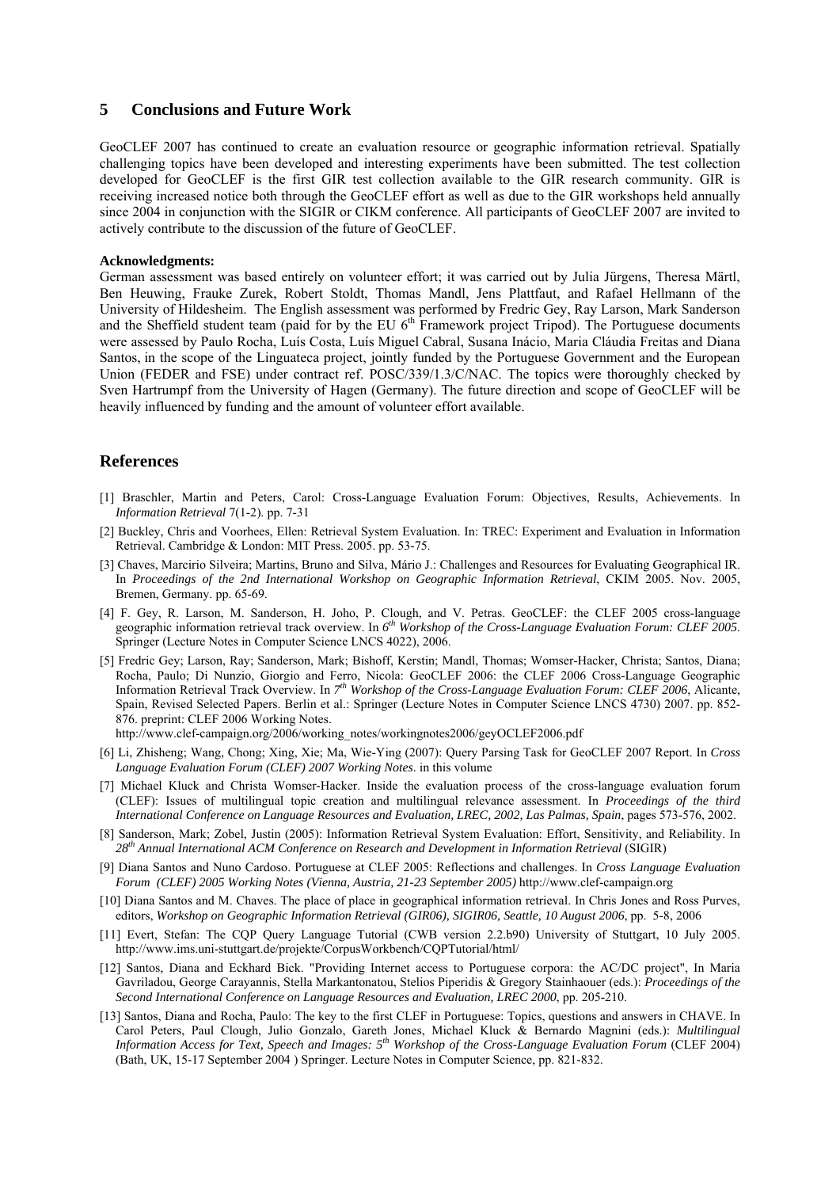## 5 Conclusions and Future Work

GeoCLEF 2007 has continued to create an evaluation resource or geographic information retrieval. Spatially challenging topics have been developed and interesting experiments have been submitted. The test collection developed for GeoCLEF is the first GIR test collection available to the GIR research community. GIR is receiving increased notice both through the GeoCLEF effort as well as due to the GIR workshops held annually since 2004 in conjunction with the SIGIR or CIKM conference. All participants of GeoCLEF 2007 are invited to actively contribute to the discussion of the future of GeoCLEF.

**Acknowledgments:**

German assessment was based entirely on volunteer effort; it was carried out by Julia Jürgens, Theresa Märtl, Ben Heuwing, Frauke Zurek, Robert Stoldt, Thomas Mandl, Jens Plattfaut, and Rafael Hellmann of the University of Hildesheim. The English assessment was performed by Fredric Gey, Ray Larson, Mark Sanderson and the Sheffield student team (paid for by the EU 6th Framework project Tripod). The Portuguese documents were assessed by Paulo Rocha, Luís Costa, Luís Miguel Cabral, Susana Inácio, Maria Cláudia Freitas and Diana Santos, in the scope of the Linguateca project, jointly funded by the Portuguese Government and the European Union (FEDER and FSE) under contract ref. POSC/339/1.3/C/NAC. The topics were thoroughly checked by Sven Hartrumpf from the University of Hagen (Germany). The future direction and scope of GeoCLEF will be heavily influenced by funding and the amount of volunteer effort available.

## References

[1] Braschler, Martin and Peters, Carol: Cross-Language Evaluation Forum: Objectives, Results, Achievements. In *Information Retrieval* 7(1-2). pp. 7-31

[2] Buckley, Chris and Voorhees, Ellen: Retrieval System Evaluation. In: TREC: Experiment and Evaluation in Information Retrieval. Cambridge & London: MIT Press. 2005. pp. 53-75.

[3] Chaves, Marcirio Silveira; Martins, Bruno and Silva, Mário J.: Challenges and Resources for Evaluating Geographical IR. In *Proceedings of the 2nd International Workshop on Geographic Information Retrieval*, CKIM 2005. Nov. 2005, Bremen, Germany. pp. 65-69.

[4] F. Gey, R. Larson, M. Sanderson, H. Joho, P. Clough, and V. Petras. GeoCLEF: the CLEF 2005 cross-language geographic information retrieval track overview. In *6th Workshop of the Cross-Language Evaluation Forum: CLEF 2005*. Springer (Lecture Notes in Computer Science LNCS 4022), 2006.

[5] Fredric Gey; Larson, Ray; Sanderson, Mark; Bishoff, Kerstin; Mandl, Thomas; Womser-Hacker, Christa; Santos, Diana; Rocha, Paulo; Di Nunzio, Giorgio and Ferro, Nicola: GeoCLEF 2006: the CLEF 2006 Cross-Language Geographic Information Retrieval Track Overview. In *7th Workshop of the Cross-Language Evaluation Forum: CLEF 2006*, Alicante, Spain, Revised Selected Papers. Berlin et al.: Springer (Lecture Notes in Computer Science LNCS 4730) 2007. pp. 852-876. preprint: CLEF 2006 Working Notes.
http://www.clef-campaign.org/2006/working_notes/workingnotes2006/geyOCLEF2006.pdf

[6] Li, Zhisheng; Wang, Chong; Xing, Xie; Ma, Wie-Ying (2007): Query Parsing Task for GeoCLEF 2007 Report. In *Cross Language Evaluation Forum (CLEF) 2007 Working Notes*. in this volume

[7] Michael Kluck and Christa Womser-Hacker. Inside the evaluation process of the cross-language evaluation forum (CLEF): Issues of multilingual topic creation and multilingual relevance assessment. In *Proceedings of the third International Conference on Language Resources and Evaluation, LREC, 2002, Las Palmas, Spain*, pages 573-576, 2002.

[8] Sanderson, Mark; Zobel, Justin (2005): Information Retrieval System Evaluation: Effort, Sensitivity, and Reliability. In *28th Annual International ACM Conference on Research and Development in Information Retrieval* (SIGIR)

[9] Diana Santos and Nuno Cardoso. Portuguese at CLEF 2005: Reflections and challenges. In *Cross Language Evaluation Forum (CLEF) 2005 Working Notes (Vienna, Austria, 21-23 September 2005)* http://www.clef-campaign.org

[10] Diana Santos and M. Chaves. The place of place in geographical information retrieval. In Chris Jones and Ross Purves, editors, *Workshop on Geographic Information Retrieval (GIR06), SIGIR06, Seattle, 10 August 2006*, pp. 5-8, 2006

[11] Evert, Stefan: The CQP Query Language Tutorial (CWB version 2.2.b90) University of Stuttgart, 10 July 2005. http://www.ims.uni-stuttgart.de/projekte/CorpusWorkbench/CQPTutorial/html/

[12] Santos, Diana and Eckhard Bick. "Providing Internet access to Portuguese corpora: the AC/DC project", In Maria Gavriladou, George Carayannis, Stella Markantonatou, Stelios Piperidis & Gregory Stainhaouer (eds.): *Proceedings of the Second International Conference on Language Resources and Evaluation, LREC 2000*, pp. 205-210.

[13] Santos, Diana and Rocha, Paulo: The key to the first CLEF in Portuguese: Topics, questions and answers in CHAVE. In Carol Peters, Paul Clough, Julio Gonzalo, Gareth Jones, Michael Kluck & Bernardo Magnini (eds.): *Multilingual Information Access for Text, Speech and Images: 5th Workshop of the Cross-Language Evaluation Forum* (CLEF 2004) (Bath, UK, 15-17 September 2004 ) Springer. Lecture Notes in Computer Science, pp. 821-832.